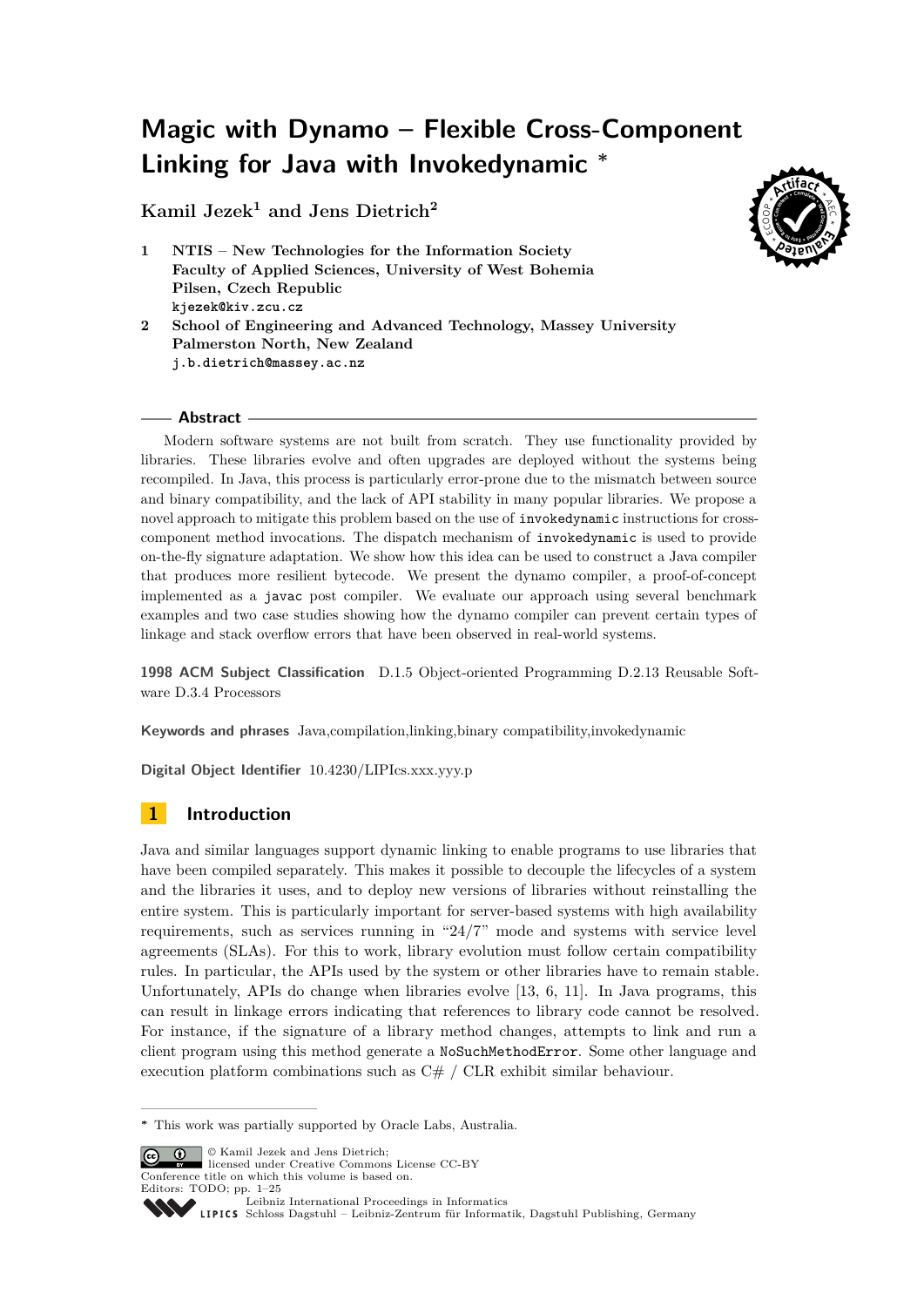# Magic with Dynamo – Flexible Cross-Component Linking for Java with Invokedynamic *

**Kamil Jezek[1] and Jens Dietrich[2]**

1 **NTIS – New Technologies for the Information Society**
**Faculty of Applied Sciences, University of West Bohemia**
**Pilsen, Czech Republic**
kjezek@kiv.zcu.cz

2 **School of Engineering and Advanced Technology, Massey University**
**Palmerston North, New Zealand**
j.b.dietrich@massey.ac.nz

## Abstract

Modern software systems are not built from scratch. They use functionality provided by libraries. These libraries evolve and often upgrades are deployed without the systems being recompiled. In Java, this process is particularly error-prone due to the mismatch between source and binary compatibility, and the lack of API stability in many popular libraries. We propose a novel approach to mitigate this problem based on the use of `invokedynamic` instructions for cross-component method invocations. The dispatch mechanism of `invokedynamic` is used to provide on-the-fly signature adaptation. We show how this idea can be used to construct a Java compiler that produces more resilient bytecode. We present the dynamo compiler, a proof-of-concept implemented as a `javac` post compiler. We evaluate our approach using several benchmark examples and two case studies showing how the dynamo compiler can prevent certain types of linkage and stack overflow errors that have been observed in real-world systems.

**1998 ACM Subject Classification** D.1.5 Object-oriented Programming D.2.13 Reusable Software D.3.4 Processors

**Keywords and phrases** Java,compilation,linking,binary compatibility,invokedynamic

**Digital Object Identifier** 10.4230/LIPIcs.xxx.yyy.p

## 1 Introduction

Java and similar languages support dynamic linking to enable programs to use libraries that have been compiled separately. This makes it possible to decouple the lifecycles of a system and the libraries it uses, and to deploy new versions of libraries without reinstalling the entire system. This is particularly important for server-based systems with high availability requirements, such as services running in "24/7" mode and systems with service level agreements (SLAs). For this to work, library evolution must follow certain compatibility rules. In particular, the APIs used by the system or other libraries have to remain stable. Unfortunately, APIs do change when libraries evolve [13, 6, 11]. In Java programs, this can result in linkage errors indicating that references to library code cannot be resolved. For instance, if the signature of a library method changes, attempts to link and run a client program using this method generate a `NoSuchMethodError`. Some other language and execution platform combinations such as C# / CLR exhibit similar behaviour.

---

* This work was partially supported by Oracle Labs, Australia.

© Kamil Jezek and Jens Dietrich;
licensed under Creative Commons License CC-BY
Conference title on which this volume is based on.
Editors: TODO; pp. 1–25
Leibniz International Proceedings in Informatics
LIPICS Schloss Dagstuhl – Leibniz-Zentrum für Informatik, Dagstuhl Publishing, Germany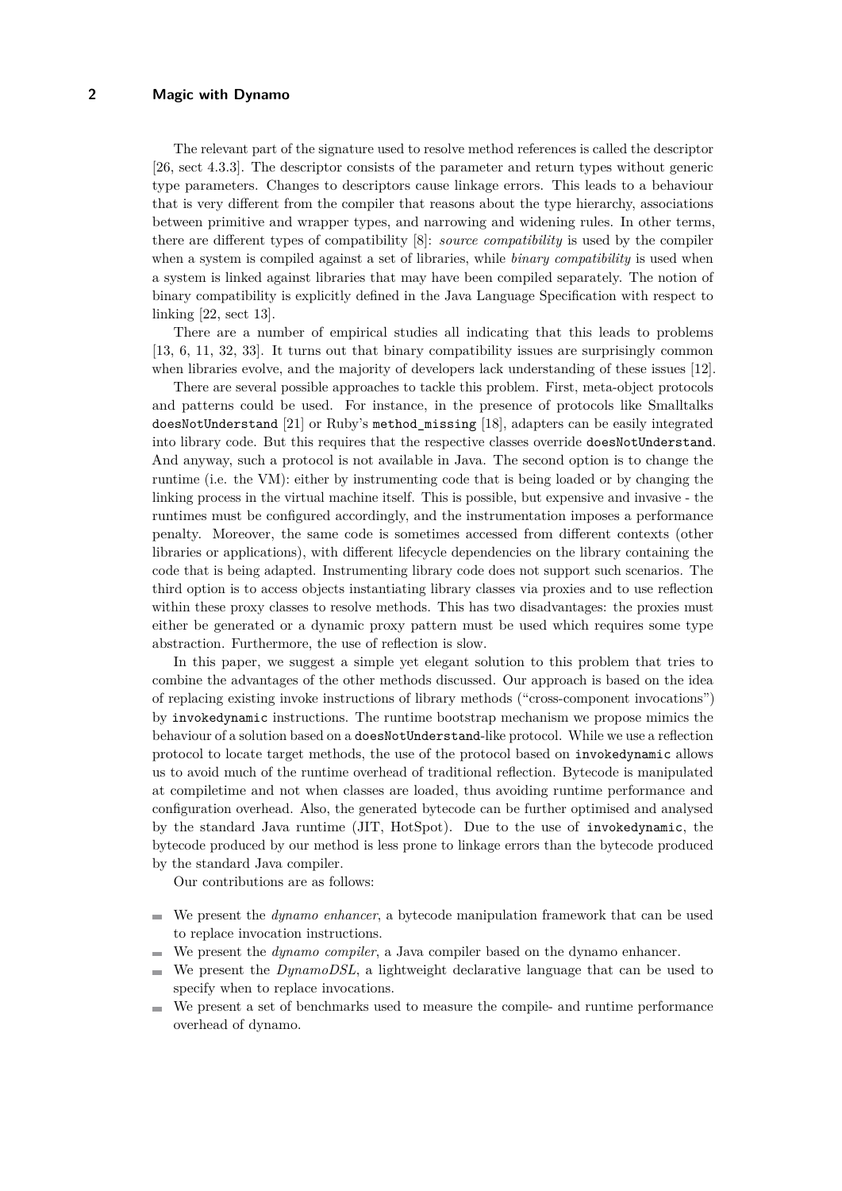The relevant part of the signature used to resolve method references is called the descriptor [26, sect 4.3.3]. The descriptor consists of the parameter and return types without generic type parameters. Changes to descriptors cause linkage errors. This leads to a behaviour that is very different from the compiler that reasons about the type hierarchy, associations between primitive and wrapper types, and narrowing and widening rules. In other terms, there are different types of compatibility [8]: *source compatibility* is used by the compiler when a system is compiled against a set of libraries, while *binary compatibility* is used when a system is linked against libraries that may have been compiled separately. The notion of binary compatibility is explicitly defined in the Java Language Specification with respect to linking [22, sect 13].

There are a number of empirical studies all indicating that this leads to problems [13, 6, 11, 32, 33]. It turns out that binary compatibility issues are surprisingly common when libraries evolve, and the majority of developers lack understanding of these issues [12].

There are several possible approaches to tackle this problem. First, meta-object protocols and patterns could be used. For instance, in the presence of protocols like Smalltalks `doesNotUnderstand` [21] or Ruby's `method_missing` [18], adapters can be easily integrated into library code. But this requires that the respective classes override `doesNotUnderstand`. And anyway, such a protocol is not available in Java. The second option is to change the runtime (i.e. the VM): either by instrumenting code that is being loaded or by changing the linking process in the virtual machine itself. This is possible, but expensive and invasive - the runtimes must be configured accordingly, and the instrumentation imposes a performance penalty. Moreover, the same code is sometimes accessed from different contexts (other libraries or applications), with different lifecycle dependencies on the library containing the code that is being adapted. Instrumenting library code does not support such scenarios. The third option is to access objects instantiating library classes via proxies and to use reflection within these proxy classes to resolve methods. This has two disadvantages: the proxies must either be generated or a dynamic proxy pattern must be used which requires some type abstraction. Furthermore, the use of reflection is slow.

In this paper, we suggest a simple yet elegant solution to this problem that tries to combine the advantages of the other methods discussed. Our approach is based on the idea of replacing existing invoke instructions of library methods ("cross-component invocations") by `invokedynamic` instructions. The runtime bootstrap mechanism we propose mimics the behaviour of a solution based on a `doesNotUnderstand`-like protocol. While we use a reflection protocol to locate target methods, the use of the protocol based on `invokedynamic` allows us to avoid much of the runtime overhead of traditional reflection. Bytecode is manipulated at compiletime and not when classes are loaded, thus avoiding runtime performance and configuration overhead. Also, the generated bytecode can be further optimised and analysed by the standard Java runtime (JIT, HotSpot). Due to the use of `invokedynamic`, the bytecode produced by our method is less prone to linkage errors than the bytecode produced by the standard Java compiler.

Our contributions are as follows:

- We present the *dynamo enhancer*, a bytecode manipulation framework that can be used to replace invocation instructions.
- We present the *dynamo compiler*, a Java compiler based on the dynamo enhancer.
- We present the *DynamoDSL*, a lightweight declarative language that can be used to specify when to replace invocations.
- We present a set of benchmarks used to measure the compile- and runtime performance overhead of dynamo.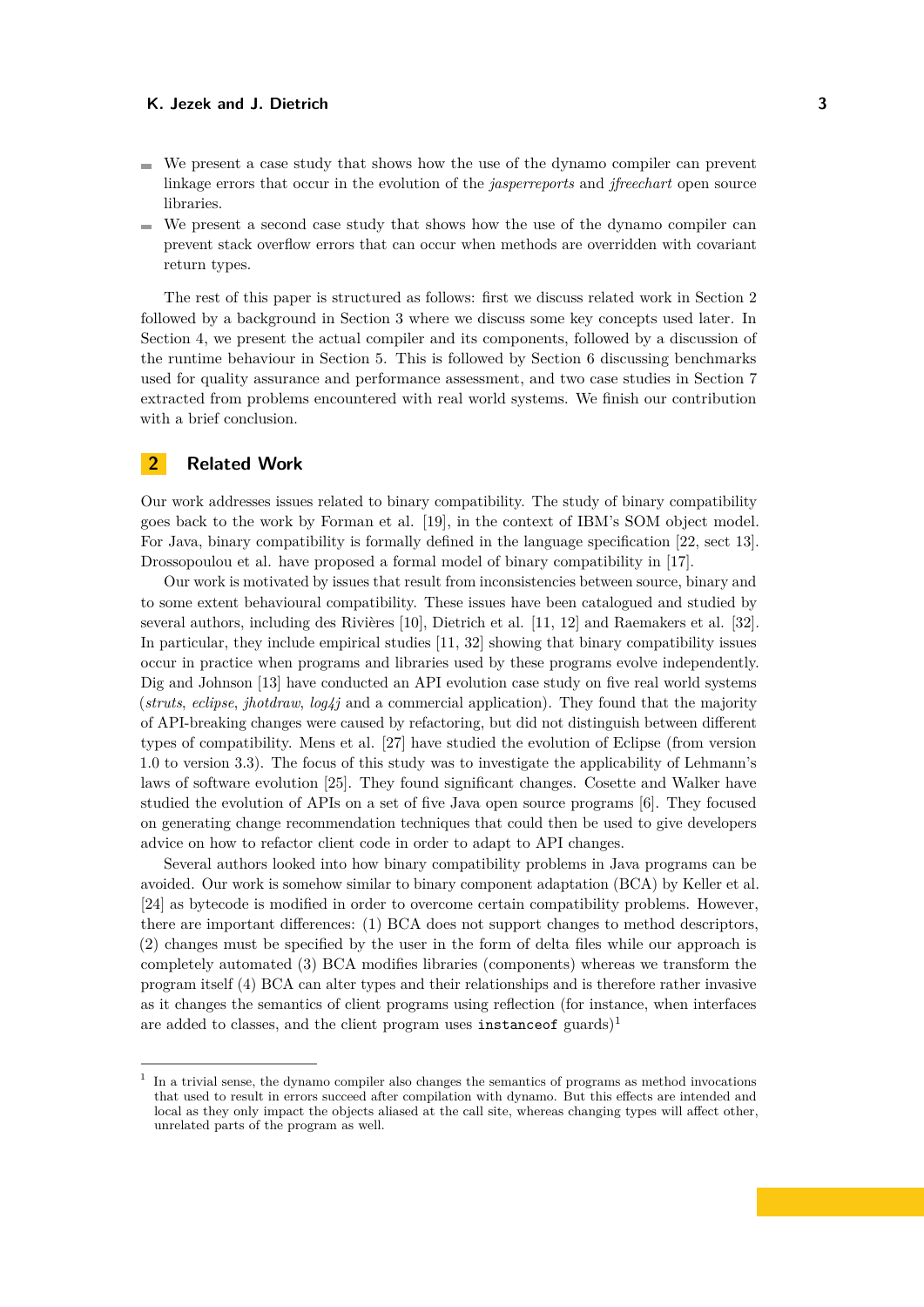- We present a case study that shows how the use of the dynamo compiler can prevent linkage errors that occur in the evolution of the *jasperreports* and *jfreechart* open source libraries.
- We present a second case study that shows how the use of the dynamo compiler can prevent stack overflow errors that can occur when methods are overridden with covariant return types.

The rest of this paper is structured as follows: first we discuss related work in Section 2 followed by a background in Section 3 where we discuss some key concepts used later. In Section 4, we present the actual compiler and its components, followed by a discussion of the runtime behaviour in Section 5. This is followed by Section 6 discussing benchmarks used for quality assurance and performance assessment, and two case studies in Section 7 extracted from problems encountered with real world systems. We finish our contribution with a brief conclusion.

## 2 Related Work

Our work addresses issues related to binary compatibility. The study of binary compatibility goes back to the work by Forman et al. [19], in the context of IBM's SOM object model. For Java, binary compatibility is formally defined in the language specification [22, sect 13]. Drossopoulou et al. have proposed a formal model of binary compatibility in [17].

Our work is motivated by issues that result from inconsistencies between source, binary and to some extent behavioural compatibility. These issues have been catalogued and studied by several authors, including des Rivières [10], Dietrich et al. [11, 12] and Raemakers et al. [32]. In particular, they include empirical studies [11, 32] showing that binary compatibility issues occur in practice when programs and libraries used by these programs evolve independently. Dig and Johnson [13] have conducted an API evolution case study on five real world systems (*struts*, *eclipse*, *jhotdraw*, *log4j* and a commercial application). They found that the majority of API-breaking changes were caused by refactoring, but did not distinguish between different types of compatibility. Mens et al. [27] have studied the evolution of Eclipse (from version 1.0 to version 3.3). The focus of this study was to investigate the applicability of Lehmann's laws of software evolution [25]. They found significant changes. Cosette and Walker have studied the evolution of APIs on a set of five Java open source programs [6]. They focused on generating change recommendation techniques that could then be used to give developers advice on how to refactor client code in order to adapt to API changes.

Several authors looked into how binary compatibility problems in Java programs can be avoided. Our work is somehow similar to binary component adaptation (BCA) by Keller et al. [24] as bytecode is modified in order to overcome certain compatibility problems. However, there are important differences: (1) BCA does not support changes to method descriptors, (2) changes must be specified by the user in the form of delta files while our approach is completely automated (3) BCA modifies libraries (components) whereas we transform the program itself (4) BCA can alter types and their relationships and is therefore rather invasive as it changes the semantics of client programs using reflection (for instance, when interfaces are added to classes, and the client program uses `instanceof` guards)[1]

[1] In a trivial sense, the dynamo compiler also changes the semantics of programs as method invocations that used to result in errors succeed after compilation with dynamo. But this effects are intended and local as they only impact the objects aliased at the call site, whereas changing types will affect other, unrelated parts of the program as well.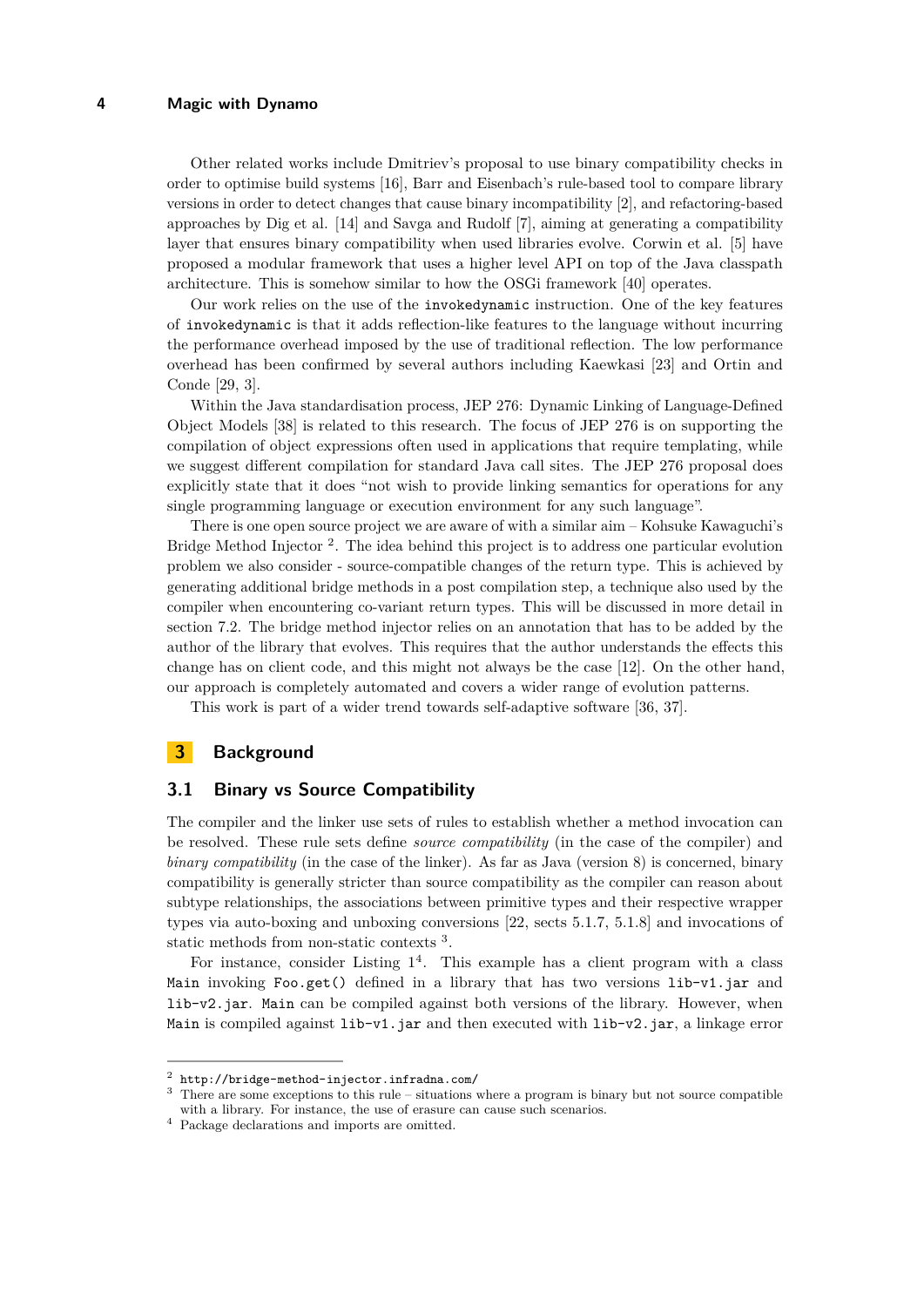Other related works include Dmitriev's proposal to use binary compatibility checks in order to optimise build systems [16], Barr and Eisenbach's rule-based tool to compare library versions in order to detect changes that cause binary incompatibility [2], and refactoring-based approaches by Dig et al. [14] and Savga and Rudolf [7], aiming at generating a compatibility layer that ensures binary compatibility when used libraries evolve. Corwin et al. [5] have proposed a modular framework that uses a higher level API on top of the Java classpath architecture. This is somehow similar to how the OSGi framework [40] operates.

Our work relies on the use of the `invokedynamic` instruction. One of the key features of `invokedynamic` is that it adds reflection-like features to the language without incurring the performance overhead imposed by the use of traditional reflection. The low performance overhead has been confirmed by several authors including Kaewkasi [23] and Ortin and Conde [29, 3].

Within the Java standardisation process, JEP 276: Dynamic Linking of Language-Defined Object Models [38] is related to this research. The focus of JEP 276 is on supporting the compilation of object expressions often used in applications that require templating, while we suggest different compilation for standard Java call sites. The JEP 276 proposal does explicitly state that it does "not wish to provide linking semantics for operations for any single programming language or execution environment for any such language".

There is one open source project we are aware of with a similar aim – Kohsuke Kawaguchi's Bridge Method Injector [2]. The idea behind this project is to address one particular evolution problem we also consider - source-compatible changes of the return type. This is achieved by generating additional bridge methods in a post compilation step, a technique also used by the compiler when encountering co-variant return types. This will be discussed in more detail in section 7.2. The bridge method injector relies on an annotation that has to be added by the author of the library that evolves. This requires that the author understands the effects this change has on client code, and this might not always be the case [12]. On the other hand, our approach is completely automated and covers a wider range of evolution patterns.

This work is part of a wider trend towards self-adaptive software [36, 37].

# 3 Background

## 3.1 Binary vs Source Compatibility

The compiler and the linker use sets of rules to establish whether a method invocation can be resolved. These rule sets define *source compatibility* (in the case of the compiler) and *binary compatibility* (in the case of the linker). As far as Java (version 8) is concerned, binary compatibility is generally stricter than source compatibility as the compiler can reason about subtype relationships, the associations between primitive types and their respective wrapper types via auto-boxing and unboxing conversions [22, sects 5.1.7, 5.1.8] and invocations of static methods from non-static contexts [3].

For instance, consider Listing 1[4]. This example has a client program with a class `Main` invoking `Foo.get()` defined in a library that has two versions `lib-v1.jar` and `lib-v2.jar`. `Main` can be compiled against both versions of the library. However, when `Main` is compiled against `lib-v1.jar` and then executed with `lib-v2.jar`, a linkage error

---

[2] `http://bridge-method-injector.infradna.com/`

[3] There are some exceptions to this rule – situations where a program is binary but not source compatible with a library. For instance, the use of erasure can cause such scenarios.

[4] Package declarations and imports are omitted.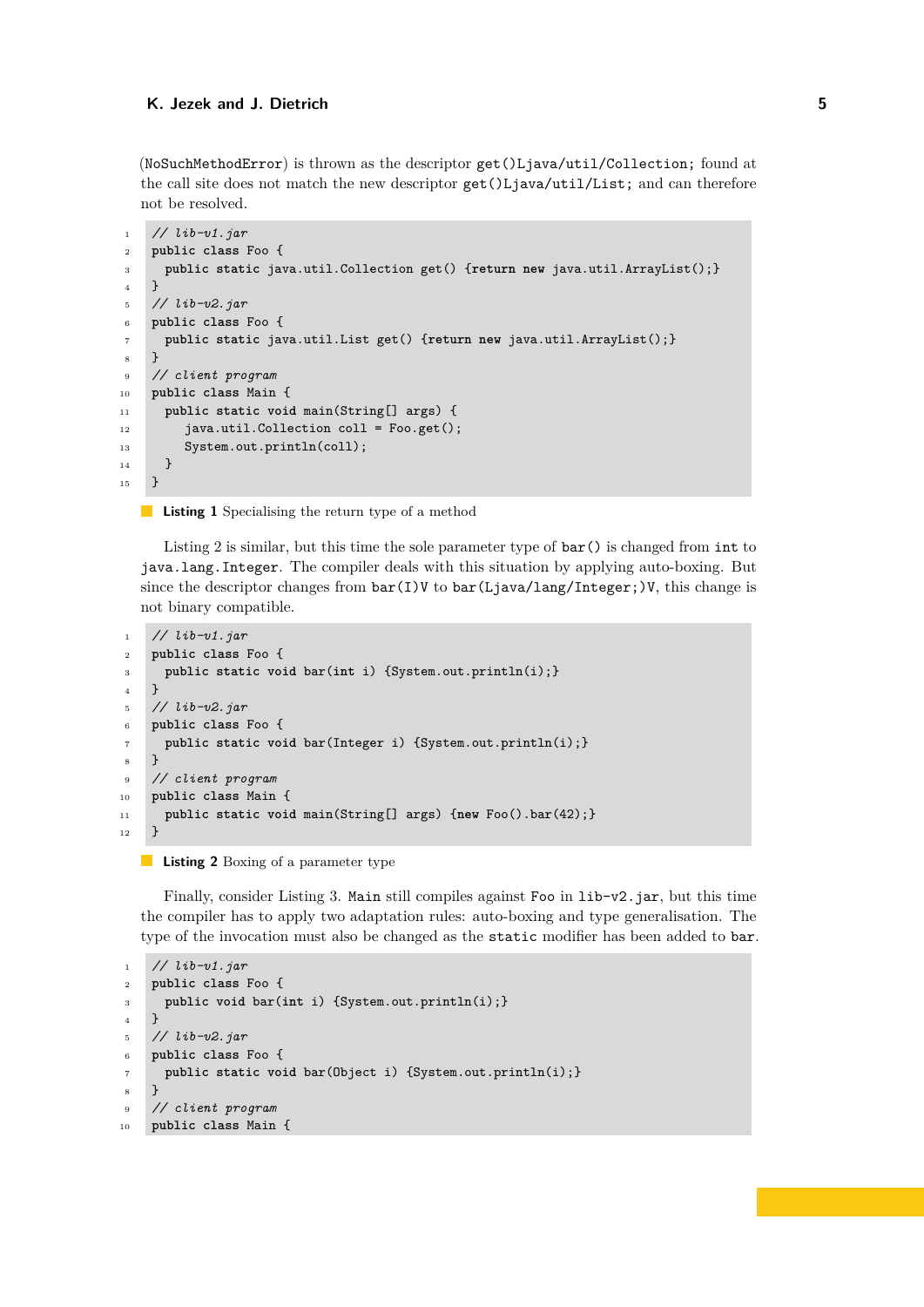(NoSuchMethodError) is thrown as the descriptor `get()Ljava/util/Collection;` found at the call site does not match the new descriptor `get()Ljava/util/List;` and can therefore not be resolved.

```
// lib-v1.jar
public class Foo {
  public static java.util.Collection get() {return new java.util.ArrayList();}
}
// lib-v2.jar
public class Foo {
  public static java.util.List get() {return new java.util.ArrayList();}
}
// client program
public class Main {
  public static void main(String[] args) {
     java.util.Collection coll = Foo.get();
     System.out.println(coll);
  }
}
```

**Listing 1** Specialising the return type of a method

Listing 2 is similar, but this time the sole parameter type of `bar()` is changed from `int` to `java.lang.Integer`. The compiler deals with this situation by applying auto-boxing. But since the descriptor changes from `bar(I)V` to `bar(Ljava/lang/Integer;)V`, this change is not binary compatible.

```
// lib-v1.jar
public class Foo {
  public static void bar(int i) {System.out.println(i);}
}
// lib-v2.jar
public class Foo {
  public static void bar(Integer i) {System.out.println(i);}
}
// client program
public class Main {
  public static void main(String[] args) {new Foo().bar(42);}
}
```

**Listing 2** Boxing of a parameter type

Finally, consider Listing 3. `Main` still compiles against `Foo` in `lib-v2.jar`, but this time the compiler has to apply two adaptation rules: auto-boxing and type generalisation. The type of the invocation must also be changed as the `static` modifier has been added to `bar`.

```
// lib-v1.jar
public class Foo {
  public void bar(int i) {System.out.println(i);}
}
// lib-v2.jar
public class Foo {
  public static void bar(Object i) {System.out.println(i);}
}
// client program
public class Main {
```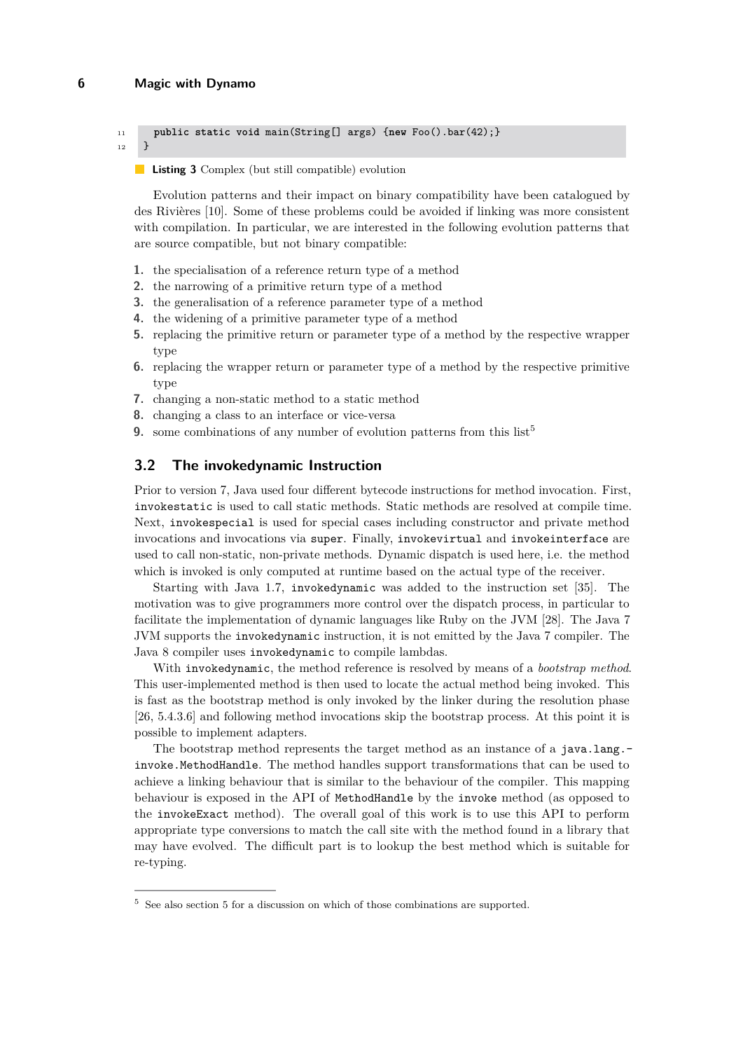```
    public static void main(String[] args) {new Foo().bar(42);}
}
```

**Listing 3** Complex (but still compatible) evolution

Evolution patterns and their impact on binary compatibility have been catalogued by des Rivières [10]. Some of these problems could be avoided if linking was more consistent with compilation. In particular, we are interested in the following evolution patterns that are source compatible, but not binary compatible:

1. the specialisation of a reference return type of a method
2. the narrowing of a primitive return type of a method
3. the generalisation of a reference parameter type of a method
4. the widening of a primitive parameter type of a method
5. replacing the primitive return or parameter type of a method by the respective wrapper type
6. replacing the wrapper return or parameter type of a method by the respective primitive type
7. changing a non-static method to a static method
8. changing a class to an interface or vice-versa
9. some combinations of any number of evolution patterns from this list[5]

## 3.2 The invokedynamic Instruction

Prior to version 7, Java used four different bytecode instructions for method invocation. First, `invokestatic` is used to call static methods. Static methods are resolved at compile time. Next, `invokespecial` is used for special cases including constructor and private method invocations and invocations via `super`. Finally, `invokevirtual` and `invokeinterface` are used to call non-static, non-private methods. Dynamic dispatch is used here, i.e. the method which is invoked is only computed at runtime based on the actual type of the receiver.

Starting with Java 1.7, `invokedynamic` was added to the instruction set [35]. The motivation was to give programmers more control over the dispatch process, in particular to facilitate the implementation of dynamic languages like Ruby on the JVM [28]. The Java 7 JVM supports the `invokedynamic` instruction, it is not emitted by the Java 7 compiler. The Java 8 compiler uses `invokedynamic` to compile lambdas.

With `invokedynamic`, the method reference is resolved by means of a *bootstrap method*. This user-implemented method is then used to locate the actual method being invoked. This is fast as the bootstrap method is only invoked by the linker during the resolution phase [26, 5.4.3.6] and following method invocations skip the bootstrap process. At this point it is possible to implement adapters.

The bootstrap method represents the target method as an instance of a `java.lang.invoke.MethodHandle`. The method handles support transformations that can be used to achieve a linking behaviour that is similar to the behaviour of the compiler. This mapping behaviour is exposed in the API of `MethodHandle` by the `invoke` method (as opposed to the `invokeExact` method). The overall goal of this work is to use this API to perform appropriate type conversions to match the call site with the method found in a library that may have evolved. The difficult part is to lookup the best method which is suitable for re-typing.

---

[5] See also section 5 for a discussion on which of those combinations are supported.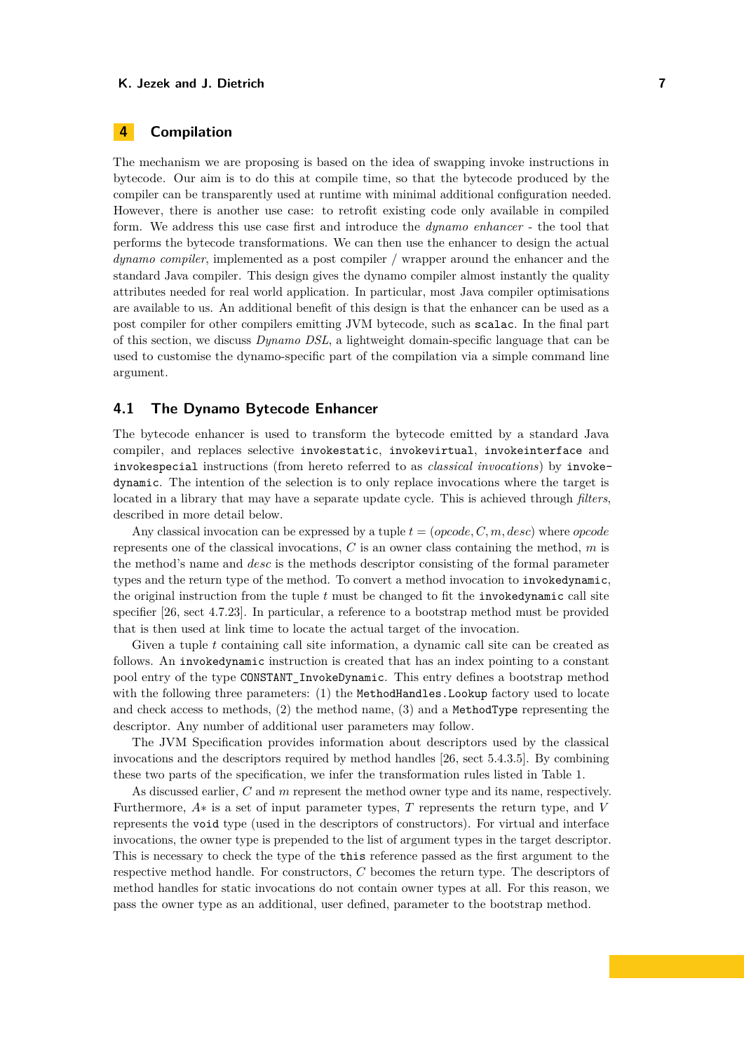# 4 Compilation

The mechanism we are proposing is based on the idea of swapping invoke instructions in bytecode. Our aim is to do this at compile time, so that the bytecode produced by the compiler can be transparently used at runtime with minimal additional configuration needed. However, there is another use case: to retrofit existing code only available in compiled form. We address this use case first and introduce the *dynamo enhancer* - the tool that performs the bytecode transformations. We can then use the enhancer to design the actual *dynamo compiler*, implemented as a post compiler / wrapper around the enhancer and the standard Java compiler. This design gives the dynamo compiler almost instantly the quality attributes needed for real world application. In particular, most Java compiler optimisations are available to us. An additional benefit of this design is that the enhancer can be used as a post compiler for other compilers emitting JVM bytecode, such as `scalac`. In the final part of this section, we discuss *Dynamo DSL*, a lightweight domain-specific language that can be used to customise the dynamo-specific part of the compilation via a simple command line argument.

## 4.1 The Dynamo Bytecode Enhancer

The bytecode enhancer is used to transform the bytecode emitted by a standard Java compiler, and replaces selective `invokestatic`, `invokevirtual`, `invokeinterface` and `invokespecial` instructions (from hereto referred to as *classical invocations*) by `invoke-dynamic`. The intention of the selection is to only replace invocations where the target is located in a library that may have a separate update cycle. This is achieved through *filters*, described in more detail below.

Any classical invocation can be expressed by a tuple $t = (opcode, C, m, desc)$ where $opcode$ represents one of the classical invocations, $C$ is an owner class containing the method, $m$ is the method's name and $desc$ is the methods descriptor consisting of the formal parameter types and the return type of the method. To convert a method invocation to `invokedynamic`, the original instruction from the tuple $t$ must be changed to fit the `invokedynamic` call site specifier [26, sect 4.7.23]. In particular, a reference to a bootstrap method must be provided that is then used at link time to locate the actual target of the invocation.

Given a tuple $t$ containing call site information, a dynamic call site can be created as follows. An `invokedynamic` instruction is created that has an index pointing to a constant pool entry of the type `CONSTANT_InvokeDynamic`. This entry defines a bootstrap method with the following three parameters: (1) the `MethodHandles.Lookup` factory used to locate and check access to methods, (2) the method name, (3) and a `MethodType` representing the descriptor. Any number of additional user parameters may follow.

The JVM Specification provides information about descriptors used by the classical invocations and the descriptors required by method handles [26, sect 5.4.3.5]. By combining these two parts of the specification, we infer the transformation rules listed in Table 1.

As discussed earlier, $C$ and $m$ represent the method owner type and its name, respectively. Furthermore, $A*$ is a set of input parameter types, $T$ represents the return type, and $V$ represents the `void` type (used in the descriptors of constructors). For virtual and interface invocations, the owner type is prepended to the list of argument types in the target descriptor. This is necessary to check the type of the `this` reference passed as the first argument to the respective method handle. For constructors, $C$ becomes the return type. The descriptors of method handles for static invocations do not contain owner types at all. For this reason, we pass the owner type as an additional, user defined, parameter to the bootstrap method.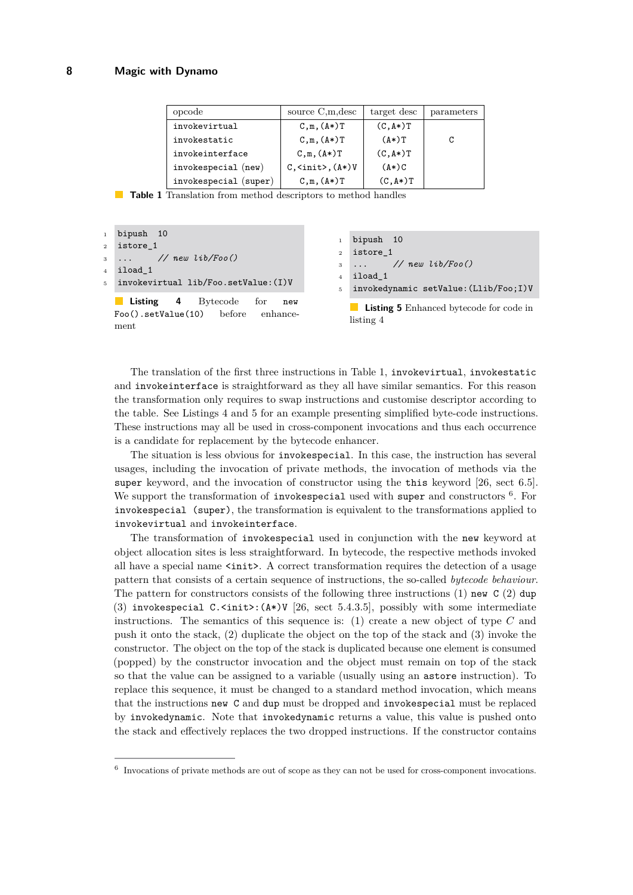| opcode | source C,m,desc | target desc | parameters |
|---|---|---|---|
| `invokevirtual` | `C,m,(A*)T` | `(C,A*)T` | |
| `invokestatic` | `C,m,(A*)T` | `(A*)T` | `C` |
| `invokeinterface` | `C,m,(A*)T` | `(C,A*)T` | |
| `invokespecial (new)` | `C,<init>,(A*)V` | `(A*)C` | |
| `invokespecial (super)` | `C,m,(A*)T` | `(C,A*)T` | |

**Table 1** Translation from method descriptors to method handles

```
1 bipush 10
2 istore_1
3 ...    // new lib/Foo()
4 iload_1
5 invokevirtual lib/Foo.setValue:(I)V
```

**Listing 4** Bytecode for `new Foo().setValue(10)` before enhancement

```
1 bipush 10
2 istore_1
3 ...    // new lib/Foo()
4 iload_1
5 invokedynamic setValue:(Llib/Foo;I)V
```

**Listing 5** Enhanced bytecode for code in listing 4

The translation of the first three instructions in Table 1, `invokevirtual`, `invokestatic` and `invokeinterface` is straightforward as they all have similar semantics. For this reason the transformation only requires to swap instructions and customise descriptor according to the table. See Listings 4 and 5 for an example presenting simplified byte-code instructions. These instructions may all be used in cross-component invocations and thus each occurrence is a candidate for replacement by the bytecode enhancer.

The situation is less obvious for `invokespecial`. In this case, the instruction has several usages, including the invocation of private methods, the invocation of methods via the `super` keyword, and the invocation of constructor using the `this` keyword [26, sect 6.5]. We support the transformation of `invokespecial` used with `super` and constructors [6]. For `invokespecial (super)`, the transformation is equivalent to the transformations applied to `invokevirtual` and `invokeinterface`.

The transformation of `invokespecial` used in conjunction with the `new` keyword at object allocation sites is less straightforward. In bytecode, the respective methods invoked all have a special name `<init>`. A correct transformation requires the detection of a usage pattern that consists of a certain sequence of instructions, the so-called *bytecode behaviour*. The pattern for constructors consists of the following three instructions (1) `new C` (2) `dup` (3) `invokespecial C.<init>:(A*)V` [26, sect 5.4.3.5], possibly with some intermediate instructions. The semantics of this sequence is: (1) create a new object of type $C$ and push it onto the stack, (2) duplicate the object on the top of the stack and (3) invoke the constructor. The object on the top of the stack is duplicated because one element is consumed (popped) by the constructor invocation and the object must remain on top of the stack so that the value can be assigned to a variable (usually using an `astore` instruction). To replace this sequence, it must be changed to a standard method invocation, which means that the instructions `new C` and `dup` must be dropped and `invokespecial` must be replaced by `invokedynamic`. Note that `invokedynamic` returns a value, this value is pushed onto the stack and effectively replaces the two dropped instructions. If the constructor contains

[6] Invocations of private methods are out of scope as they can not be used for cross-component invocations.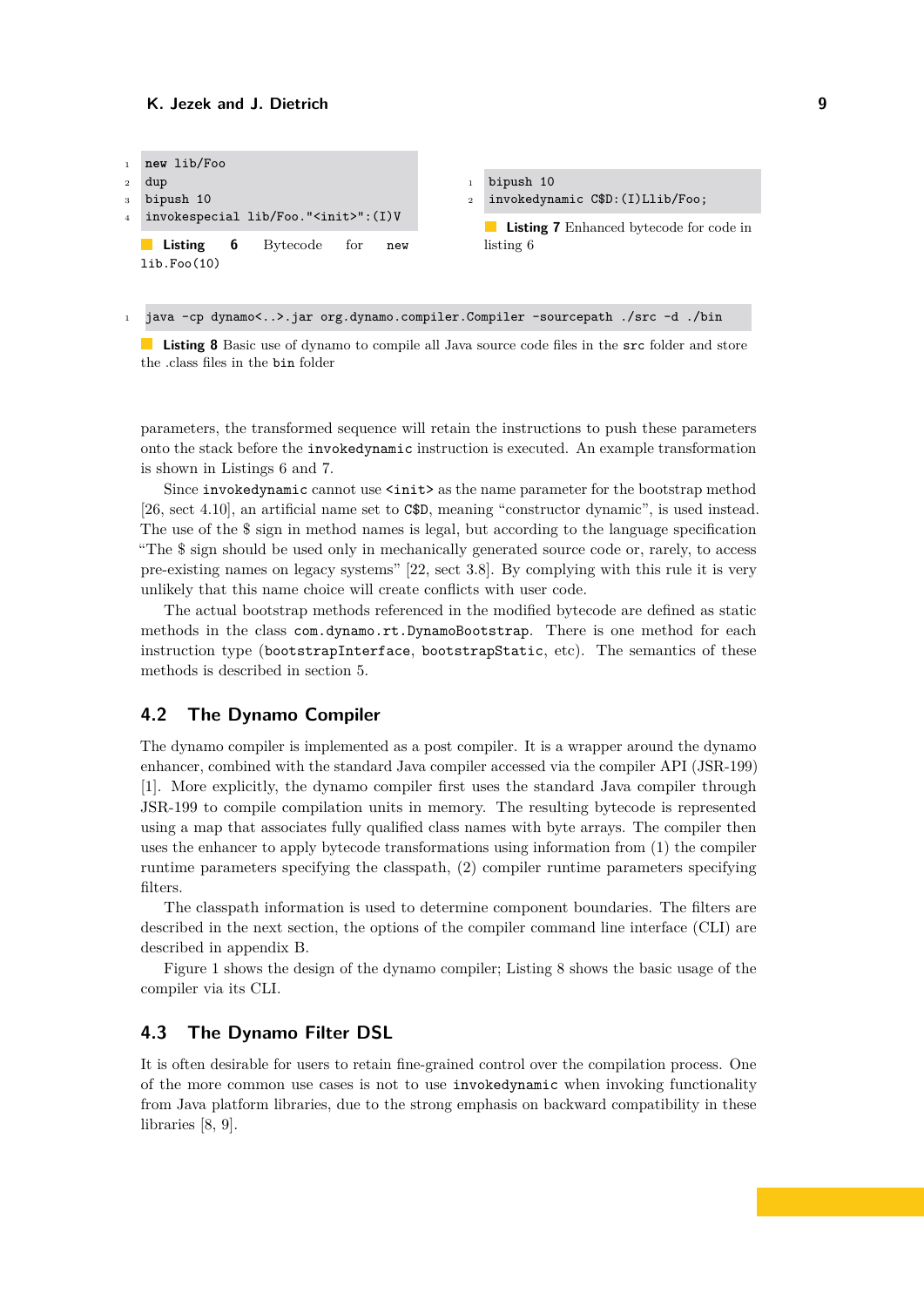```
new lib/Foo
dup
bipush 10
invokespecial lib/Foo."<init>":(I)V
```

**Listing 6** Bytecode for `new lib.Foo(10)`

```
bipush 10
invokedynamic C$D:(I)Llib/Foo;
```

**Listing 7** Enhanced bytecode for code in listing 6

```
java -cp dynamo<..>.jar org.dynamo.compiler.Compiler -sourcepath ./src -d ./bin
```

**Listing 8** Basic use of dynamo to compile all Java source code files in the `src` folder and store the .class files in the `bin` folder

parameters, the transformed sequence will retain the instructions to push these parameters onto the stack before the `invokedynamic` instruction is executed. An example transformation is shown in Listings 6 and 7.

Since `invokedynamic` cannot use `<init>` as the name parameter for the bootstrap method [26, sect 4.10], an artificial name set to `C$D`, meaning "constructor dynamic", is used instead. The use of the $ sign in method names is legal, but according to the language specification "The $ sign should be used only in mechanically generated source code or, rarely, to access pre-existing names on legacy systems" [22, sect 3.8]. By complying with this rule it is very unlikely that this name choice will create conflicts with user code.

The actual bootstrap methods referenced in the modified bytecode are defined as static methods in the class `com.dynamo.rt.DynamoBootstrap`. There is one method for each instruction type (`bootstrapInterface`, `bootstrapStatic`, etc). The semantics of these methods is described in section 5.

## 4.2 The Dynamo Compiler

The dynamo compiler is implemented as a post compiler. It is a wrapper around the dynamo enhancer, combined with the standard Java compiler accessed via the compiler API (JSR-199) [1]. More explicitly, the dynamo compiler first uses the standard Java compiler through JSR-199 to compile compilation units in memory. The resulting bytecode is represented using a map that associates fully qualified class names with byte arrays. The compiler then uses the enhancer to apply bytecode transformations using information from (1) the compiler runtime parameters specifying the classpath, (2) compiler runtime parameters specifying filters.

The classpath information is used to determine component boundaries. The filters are described in the next section, the options of the compiler command line interface (CLI) are described in appendix B.

Figure 1 shows the design of the dynamo compiler; Listing 8 shows the basic usage of the compiler via its CLI.

## 4.3 The Dynamo Filter DSL

It is often desirable for users to retain fine-grained control over the compilation process. One of the more common use cases is not to use `invokedynamic` when invoking functionality from Java platform libraries, due to the strong emphasis on backward compatibility in these libraries [8, 9].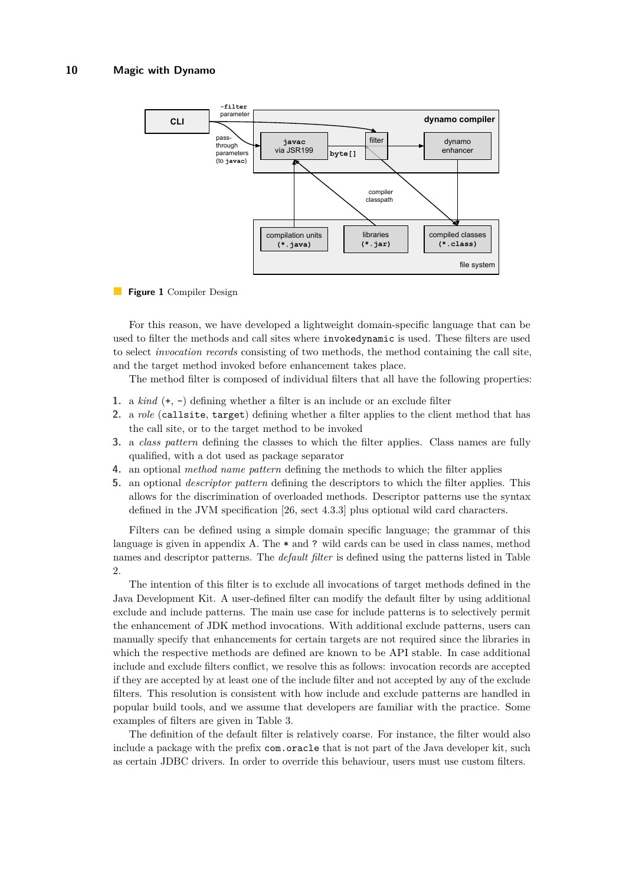**Figure 1** Compiler Design

For this reason, we have developed a lightweight domain-specific language that can be used to filter the methods and call sites where `invokedynamic` is used. These filters are used to select *invocation records* consisting of two methods, the method containing the call site, and the target method invoked before enhancement takes place.

The method filter is composed of individual filters that all have the following properties:

1. a *kind* (`+`, `-`) defining whether a filter is an include or an exclude filter
2. a *role* (`callsite`, `target`) defining whether a filter applies to the client method that has the call site, or to the target method to be invoked
3. a *class pattern* defining the classes to which the filter applies. Class names are fully qualified, with a dot used as package separator
4. an optional *method name pattern* defining the methods to which the filter applies
5. an optional *descriptor pattern* defining the descriptors to which the filter applies. This allows for the discrimination of overloaded methods. Descriptor patterns use the syntax defined in the JVM specification [26, sect 4.3.3] plus optional wild card characters.

Filters can be defined using a simple domain specific language; the grammar of this language is given in appendix A. The `*` and `?` wild cards can be used in class names, method names and descriptor patterns. The *default filter* is defined using the patterns listed in Table 2.

The intention of this filter is to exclude all invocations of target methods defined in the Java Development Kit. A user-defined filter can modify the default filter by using additional exclude and include patterns. The main use case for include patterns is to selectively permit the enhancement of JDK method invocations. With additional exclude patterns, users can manually specify that enhancements for certain targets are not required since the libraries in which the respective methods are defined are known to be API stable. In case additional include and exclude filters conflict, we resolve this as follows: invocation records are accepted if they are accepted by at least one of the include filter and not accepted by any of the exclude filters. This resolution is consistent with how include and exclude patterns are handled in popular build tools, and we assume that developers are familiar with the practice. Some examples of filters are given in Table 3.

The definition of the default filter is relatively coarse. For instance, the filter would also include a package with the prefix `com.oracle` that is not part of the Java developer kit, such as certain JDBC drivers. In order to override this behaviour, users must use custom filters.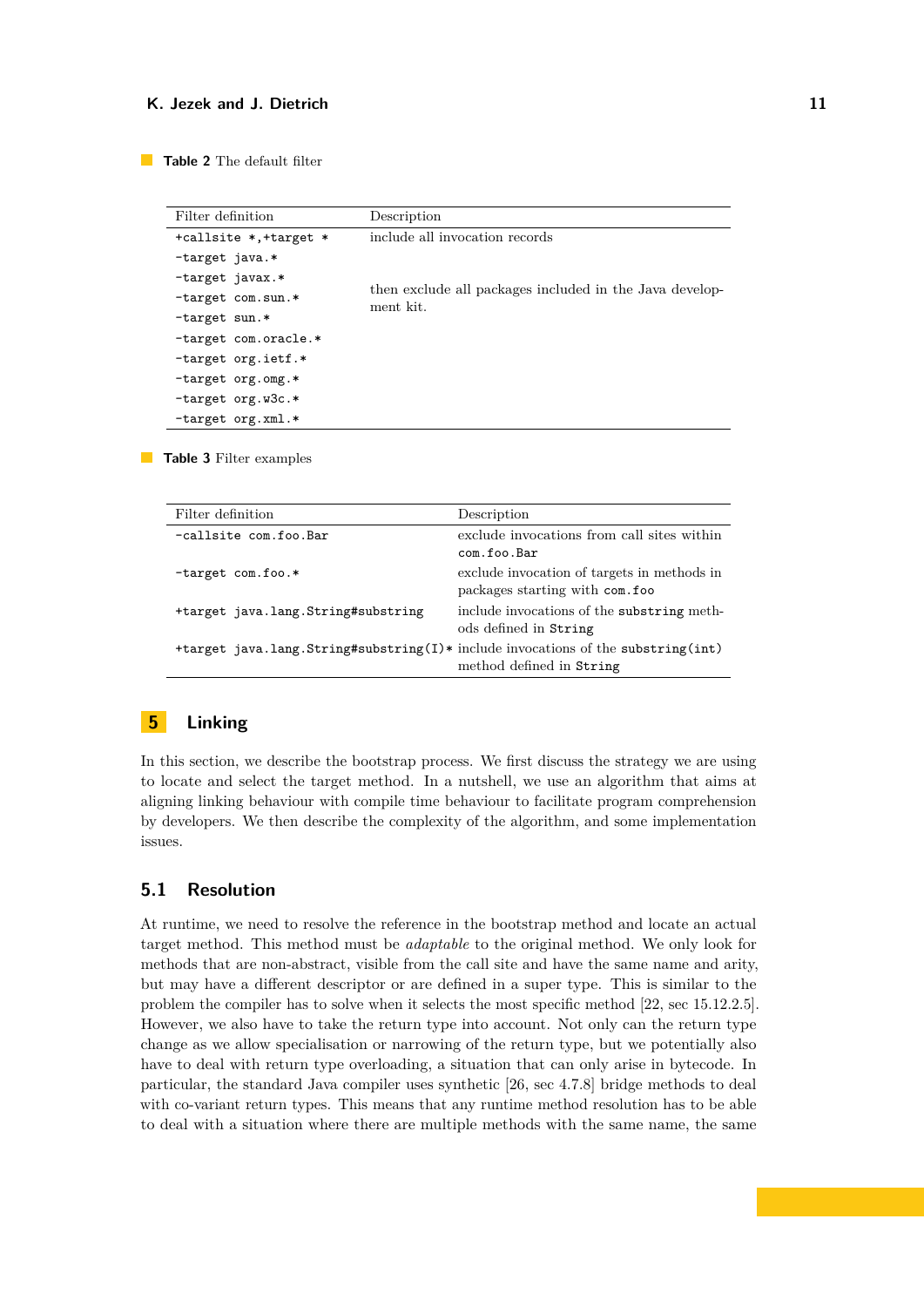**Table 2** The default filter

| Filter definition | Description |
|---|---|
| `+callsite *,+target *` | include all invocation records |
| `-target java.*` | then exclude all packages included in the Java development kit. |
| `-target javax.*` | |
| `-target com.sun.*` | |
| `-target sun.*` | |
| `-target com.oracle.*` | |
| `-target org.ietf.*` | |
| `-target org.omg.*` | |
| `-target org.w3c.*` | |
| `-target org.xml.*` | |

**Table 3** Filter examples

| Filter definition | Description |
|---|---|
| `-callsite com.foo.Bar` | exclude invocations from call sites within `com.foo.Bar` |
| `-target com.foo.*` | exclude invocation of targets in methods in packages starting with `com.foo` |
| `+target java.lang.String#substring` | include invocations of the `substring` methods defined in `String` |
| `+target java.lang.String#substring(I)*` | include invocations of the `substring(int)` method defined in `String` |

## 5 Linking

In this section, we describe the bootstrap process. We first discuss the strategy we are using to locate and select the target method. In a nutshell, we use an algorithm that aims at aligning linking behaviour with compile time behaviour to facilitate program comprehension by developers. We then describe the complexity of the algorithm, and some implementation issues.

### 5.1 Resolution

At runtime, we need to resolve the reference in the bootstrap method and locate an actual target method. This method must be *adaptable* to the original method. We only look for methods that are non-abstract, visible from the call site and have the same name and arity, but may have a different descriptor or are defined in a super type. This is similar to the problem the compiler has to solve when it selects the most specific method [22, sec 15.12.2.5]. However, we also have to take the return type into account. Not only can the return type change as we allow specialisation or narrowing of the return type, but we potentially also have to deal with return type overloading, a situation that can only arise in bytecode. In particular, the standard Java compiler uses synthetic [26, sec 4.7.8] bridge methods to deal with co-variant return types. This means that any runtime method resolution has to be able to deal with a situation where there are multiple methods with the same name, the same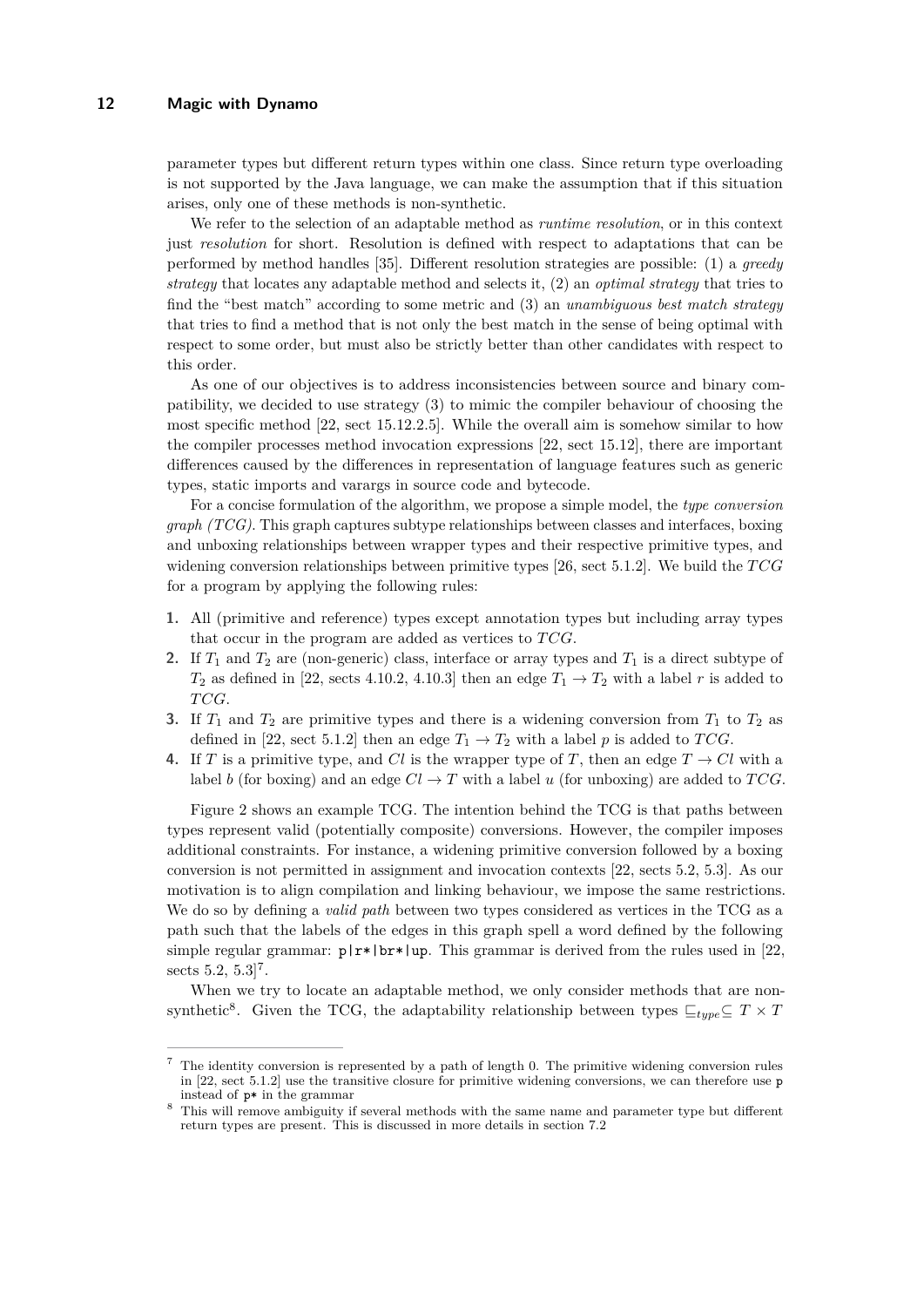parameter types but different return types within one class. Since return type overloading is not supported by the Java language, we can make the assumption that if this situation arises, only one of these methods is non-synthetic.

We refer to the selection of an adaptable method as *runtime resolution*, or in this context just *resolution* for short. Resolution is defined with respect to adaptations that can be performed by method handles [35]. Different resolution strategies are possible: (1) a *greedy strategy* that locates any adaptable method and selects it, (2) an *optimal strategy* that tries to find the "best match" according to some metric and (3) an *unambiguous best match strategy* that tries to find a method that is not only the best match in the sense of being optimal with respect to some order, but must also be strictly better than other candidates with respect to this order.

As one of our objectives is to address inconsistencies between source and binary compatibility, we decided to use strategy (3) to mimic the compiler behaviour of choosing the most specific method [22, sect 15.12.2.5]. While the overall aim is somehow similar to how the compiler processes method invocation expressions [22, sect 15.12], there are important differences caused by the differences in representation of language features such as generic types, static imports and varargs in source code and bytecode.

For a concise formulation of the algorithm, we propose a simple model, the *type conversion graph (TCG)*. This graph captures subtype relationships between classes and interfaces, boxing and unboxing relationships between wrapper types and their respective primitive types, and widening conversion relationships between primitive types [26, sect 5.1.2]. We build the $TCG$ for a program by applying the following rules:

1. All (primitive and reference) types except annotation types but including array types that occur in the program are added as vertices to $TCG$.
2. If $T_1$ and $T_2$ are (non-generic) class, interface or array types and $T_1$ is a direct subtype of $T_2$ as defined in [22, sects 4.10.2, 4.10.3] then an edge $T_1 \to T_2$ with a label $r$ is added to $TCG$.
3. If $T_1$ and $T_2$ are primitive types and there is a widening conversion from $T_1$ to $T_2$ as defined in [22, sect 5.1.2] then an edge $T_1 \to T_2$ with a label $p$ is added to $TCG$.
4. If $T$ is a primitive type, and $Cl$ is the wrapper type of $T$, then an edge $T \to Cl$ with a label $b$ (for boxing) and an edge $Cl \to T$ with a label $u$ (for unboxing) are added to $TCG$.

Figure 2 shows an example TCG. The intention behind the TCG is that paths between types represent valid (potentially composite) conversions. However, the compiler imposes additional constraints. For instance, a widening primitive conversion followed by a boxing conversion is not permitted in assignment and invocation contexts [22, sects 5.2, 5.3]. As our motivation is to align compilation and linking behaviour, we impose the same restrictions. We do so by defining a *valid path* between two types considered as vertices in the TCG as a path such that the labels of the edges in this graph spell a word defined by the following simple regular grammar: `p|r*|br*|up`. This grammar is derived from the rules used in [22, sects 5.2, 5.3][7].

When we try to locate an adaptable method, we only consider methods that are non-synthetic[8]. Given the TCG, the adaptability relationship between types $\sqsubseteq_{type} \subseteq T \times T$

---

[7] The identity conversion is represented by a path of length 0. The primitive widening conversion rules in [22, sect 5.1.2] use the transitive closure for primitive widening conversions, we can therefore use `p` instead of `p*` in the grammar

[8] This will remove ambiguity if several methods with the same name and parameter type but different return types are present. This is discussed in more details in section 7.2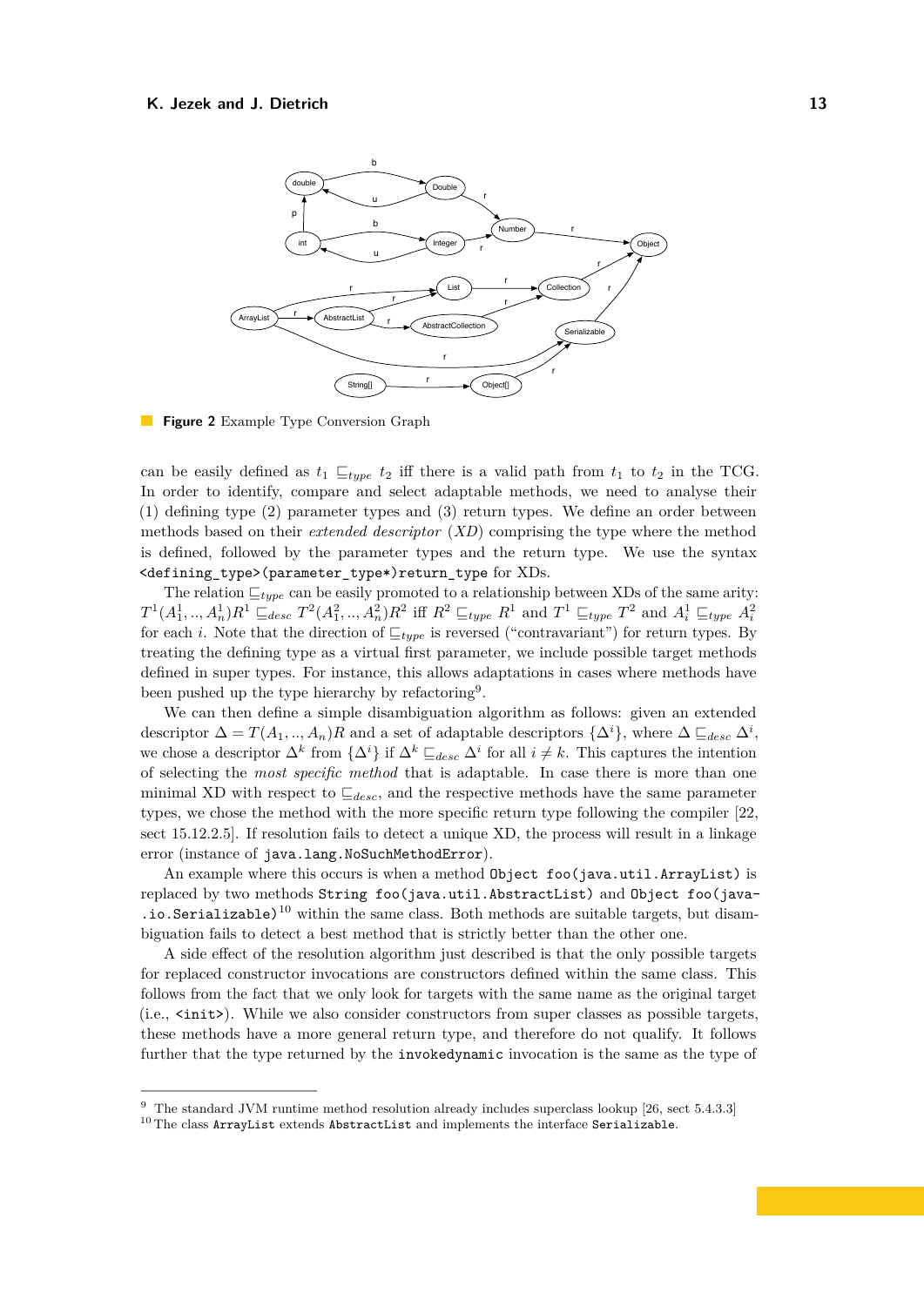**Figure 2** Example Type Conversion Graph

can be easily defined as $t_1 \sqsubseteq_{type} t_2$ iff there is a valid path from $t_1$ to $t_2$ in the TCG. In order to identify, compare and select adaptable methods, we need to analyse their (1) defining type (2) parameter types and (3) return types. We define an order between methods based on their *extended descriptor* (*XD*) comprising the type where the method is defined, followed by the parameter types and the return type. We use the syntax `<defining_type>(parameter_type*)return_type` for XDs.

The relation $\sqsubseteq_{type}$ can be easily promoted to a relationship between XDs of the same arity: $T^1(A^1_1, .., A^1_n)R^1 \sqsubseteq_{desc} T^2(A^2_1, .., A^2_n)R^2$ iff $R^2 \sqsubseteq_{type} R^1$ and $T^1 \sqsubseteq_{type} T^2$ and $A^1_i \sqsubseteq_{type} A^2_i$ for each $i$. Note that the direction of $\sqsubseteq_{type}$ is reversed ("contravariant") for return types. By treating the defining type as a virtual first parameter, we include possible target methods defined in super types. For instance, this allows adaptations in cases where methods have been pushed up the type hierarchy by refactoring[9].

We can then define a simple disambiguation algorithm as follows: given an extended descriptor $\Delta = T(A_1, .., A_n)R$ and a set of adaptable descriptors $\{\Delta^i\}$, where $\Delta \sqsubseteq_{desc} \Delta^i$, we chose a descriptor $\Delta^k$ from $\{\Delta^i\}$ if $\Delta^k \sqsubseteq_{desc} \Delta^i$ for all $i \neq k$. This captures the intention of selecting the *most specific method* that is adaptable. In case there is more than one minimal XD with respect to $\sqsubseteq_{desc}$, and the respective methods have the same parameter types, we chose the method with the more specific return type following the compiler [22, sect 15.12.2.5]. If resolution fails to detect a unique XD, the process will result in a linkage error (instance of `java.lang.NoSuchMethodError`).

An example where this occurs is when a method `Object foo(java.util.ArrayList)` is replaced by two methods `String foo(java.util.AbstractList)` and `Object foo(java.io.Serializable)`[10] within the same class. Both methods are suitable targets, but disambiguation fails to detect a best method that is strictly better than the other one.

A side effect of the resolution algorithm just described is that the only possible targets for replaced constructor invocations are constructors defined within the same class. This follows from the fact that we only look for targets with the same name as the original target (i.e., `<init>`). While we also consider constructors from super classes as possible targets, these methods have a more general return type, and therefore do not qualify. It follows further that the type returned by the `invokedynamic` invocation is the same as the type of

---

[9] The standard JVM runtime method resolution already includes superclass lookup [26, sect 5.4.3.3]

[10] The class `ArrayList` extends `AbstractList` and implements the interface `Serializable`.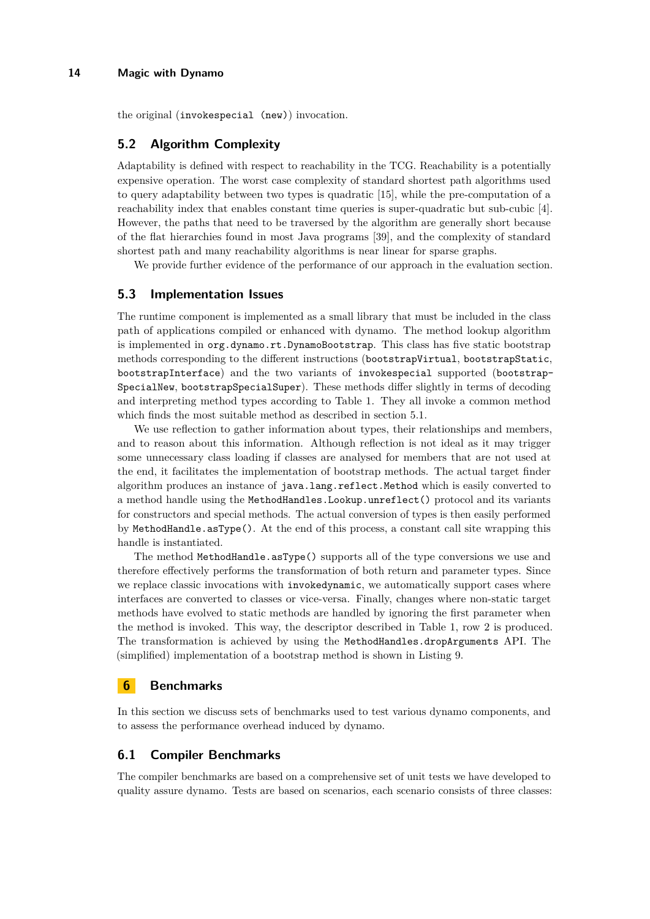the original (`invokespecial (new)`) invocation.

## 5.2 Algorithm Complexity

Adaptability is defined with respect to reachability in the TCG. Reachability is a potentially expensive operation. The worst case complexity of standard shortest path algorithms used to query adaptability between two types is quadratic [15], while the pre-computation of a reachability index that enables constant time queries is super-quadratic but sub-cubic [4]. However, the paths that need to be traversed by the algorithm are generally short because of the flat hierarchies found in most Java programs [39], and the complexity of standard shortest path and many reachability algorithms is near linear for sparse graphs.

We provide further evidence of the performance of our approach in the evaluation section.

## 5.3 Implementation Issues

The runtime component is implemented as a small library that must be included in the class path of applications compiled or enhanced with dynamo. The method lookup algorithm is implemented in `org.dynamo.rt.DynamoBootstrap`. This class has five static bootstrap methods corresponding to the different instructions (`bootstrapVirtual`, `bootstrapStatic`, `bootstrapInterface`) and the two variants of `invokespecial` supported (`bootstrapSpecialNew`, `bootstrapSpecialSuper`). These methods differ slightly in terms of decoding and interpreting method types according to Table 1. They all invoke a common method which finds the most suitable method as described in section 5.1.

We use reflection to gather information about types, their relationships and members, and to reason about this information. Although reflection is not ideal as it may trigger some unnecessary class loading if classes are analysed for members that are not used at the end, it facilitates the implementation of bootstrap methods. The actual target finder algorithm produces an instance of `java.lang.reflect.Method` which is easily converted to a method handle using the `MethodHandles.Lookup.unreflect()` protocol and its variants for constructors and special methods. The actual conversion of types is then easily performed by `MethodHandle.asType()`. At the end of this process, a constant call site wrapping this handle is instantiated.

The method `MethodHandle.asType()` supports all of the type conversions we use and therefore effectively performs the transformation of both return and parameter types. Since we replace classic invocations with `invokedynamic`, we automatically support cases where interfaces are converted to classes or vice-versa. Finally, changes where non-static target methods have evolved to static methods are handled by ignoring the first parameter when the method is invoked. This way, the descriptor described in Table 1, row 2 is produced. The transformation is achieved by using the `MethodHandles.dropArguments` API. The (simplified) implementation of a bootstrap method is shown in Listing 9.

# 6 Benchmarks

In this section we discuss sets of benchmarks used to test various dynamo components, and to assess the performance overhead induced by dynamo.

## 6.1 Compiler Benchmarks

The compiler benchmarks are based on a comprehensive set of unit tests we have developed to quality assure dynamo. Tests are based on scenarios, each scenario consists of three classes: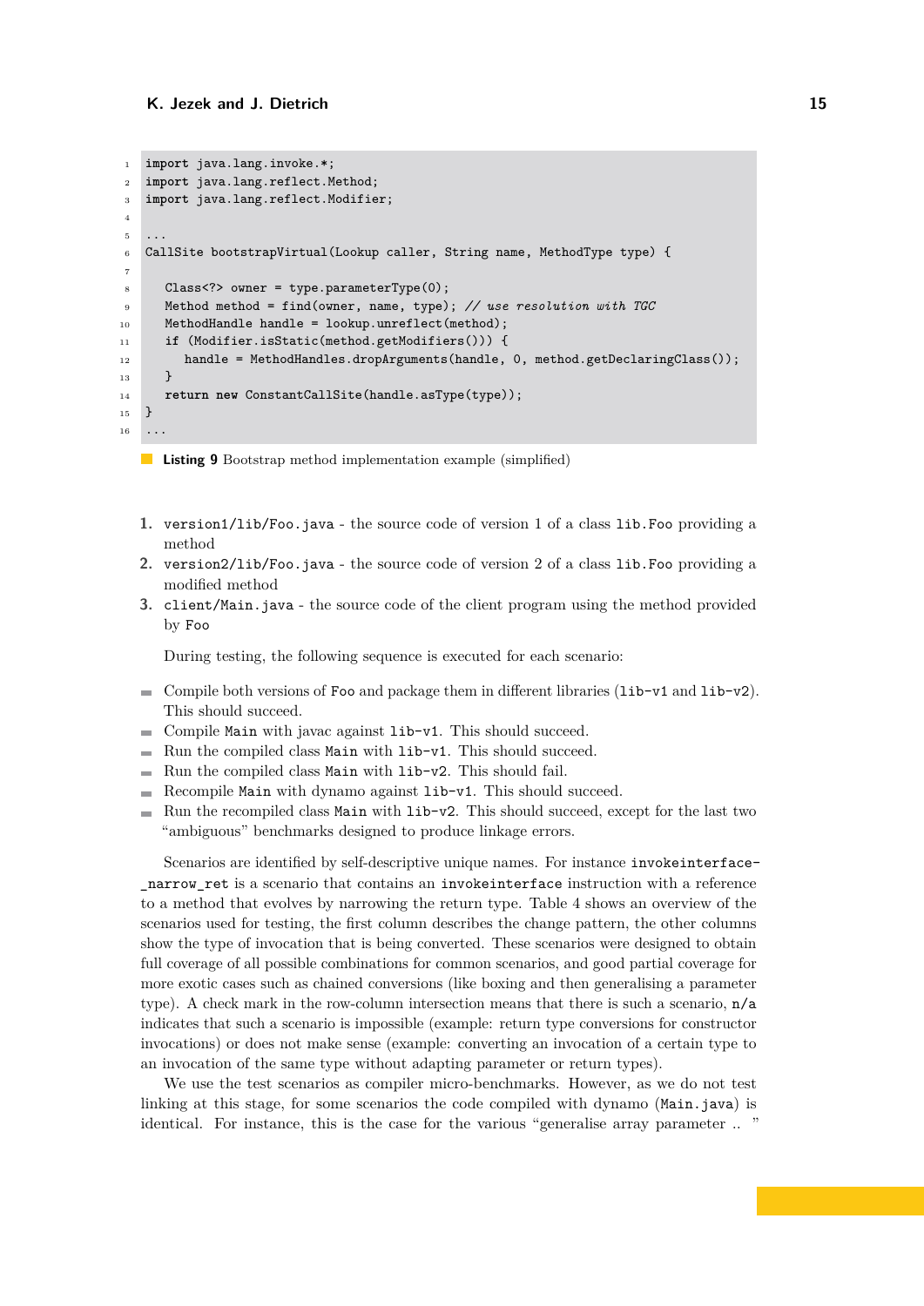```java
import java.lang.invoke.*;
import java.lang.reflect.Method;
import java.lang.reflect.Modifier;

...
CallSite bootstrapVirtual(Lookup caller, String name, MethodType type) {

   Class<?> owner = type.parameterType(0);
   Method method = find(owner, name, type); // use resolution with TGC
   MethodHandle handle = lookup.unreflect(method);
   if (Modifier.isStatic(method.getModifiers())) {
      handle = MethodHandles.dropArguments(handle, 0, method.getDeclaringClass());
   }
   return new ConstantCallSite(handle.asType(type));
}
...
```

**Listing 9** Bootstrap method implementation example (simplified)

1. `version1/lib/Foo.java` - the source code of version 1 of a class `lib.Foo` providing a method
2. `version2/lib/Foo.java` - the source code of version 2 of a class `lib.Foo` providing a modified method
3. `client/Main.java` - the source code of the client program using the method provided by `Foo`

During testing, the following sequence is executed for each scenario:

- Compile both versions of `Foo` and package them in different libraries (`lib-v1` and `lib-v2`). This should succeed.
- Compile `Main` with javac against `lib-v1`. This should succeed.
- Run the compiled class `Main` with `lib-v1`. This should succeed.
- Run the compiled class `Main` with `lib-v2`. This should fail.
- Recompile `Main` with dynamo against `lib-v1`. This should succeed.
- Run the recompiled class `Main` with `lib-v2`. This should succeed, except for the last two "ambiguous" benchmarks designed to produce linkage errors.

Scenarios are identified by self-descriptive unique names. For instance `invokeinterface-_narrow_ret` is a scenario that contains an `invokeinterface` instruction with a reference to a method that evolves by narrowing the return type. Table 4 shows an overview of the scenarios used for testing, the first column describes the change pattern, the other columns show the type of invocation that is being converted. These scenarios were designed to obtain full coverage of all possible combinations for common scenarios, and good partial coverage for more exotic cases such as chained conversions (like boxing and then generalising a parameter type). A check mark in the row-column intersection means that there is such a scenario, `n/a` indicates that such a scenario is impossible (example: return type conversions for constructor invocations) or does not make sense (example: converting an invocation of a certain type to an invocation of the same type without adapting parameter or return types).

We use the test scenarios as compiler micro-benchmarks. However, as we do not test linking at this stage, for some scenarios the code compiled with dynamo (`Main.java`) is identical. For instance, this is the case for the various "generalise array parameter .. "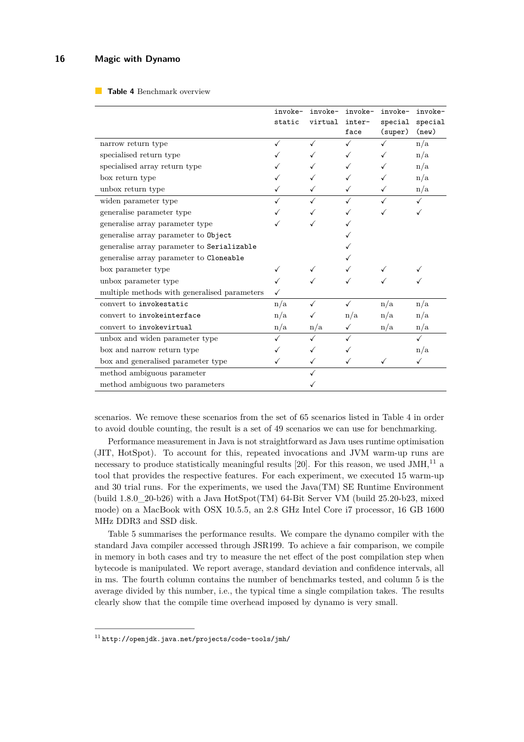**Table 4** Benchmark overview

| | invoke-static | invoke-virtual | invoke-interface | invoke-special (super) | invoke-special (new) |
|---|---|---|---|---|---|
| narrow return type | ✓ | ✓ | ✓ | ✓ | n/a |
| specialised return type | ✓ | ✓ | ✓ | ✓ | n/a |
| specialised array return type | ✓ | ✓ | ✓ | ✓ | n/a |
| box return type | ✓ | ✓ | ✓ | ✓ | n/a |
| unbox return type | ✓ | ✓ | ✓ | ✓ | n/a |
| widen parameter type | ✓ | ✓ | ✓ | ✓ | ✓ |
| generalise parameter type | ✓ | ✓ | ✓ | ✓ | ✓ |
| generalise array parameter type | ✓ | ✓ | ✓ | | |
| generalise array parameter to `Object` | | | ✓ | | |
| generalise array parameter to `Serializable` | | | ✓ | | |
| generalise array parameter to `Cloneable` | | | ✓ | | |
| box parameter type | ✓ | ✓ | ✓ | ✓ | ✓ |
| unbox parameter type | ✓ | ✓ | ✓ | ✓ | ✓ |
| multiple methods with generalised parameters | ✓ | | | | |
| convert to `invokestatic` | n/a | ✓ | ✓ | n/a | n/a |
| convert to `invokeinterface` | n/a | ✓ | n/a | n/a | n/a |
| convert to `invokevirtual` | n/a | n/a | ✓ | n/a | n/a |
| unbox and widen parameter type | ✓ | ✓ | ✓ | | ✓ |
| box and narrow return type | ✓ | ✓ | ✓ | | n/a |
| box and generalised parameter type | ✓ | ✓ | ✓ | ✓ | ✓ |
| method ambiguous parameter | | ✓ | | | |
| method ambiguous two parameters | | ✓ | | | |

scenarios. We remove these scenarios from the set of 65 scenarios listed in Table 4 in order to avoid double counting, the result is a set of 49 scenarios we can use for benchmarking.

Performance measurement in Java is not straightforward as Java uses runtime optimisation (JIT, HotSpot). To account for this, repeated invocations and JVM warm-up runs are necessary to produce statistically meaningful results [20]. For this reason, we used JMH,[11] a tool that provides the respective features. For each experiment, we executed 15 warm-up and 30 trial runs. For the experiments, we used the Java(TM) SE Runtime Environment (build 1.8.0_20-b26) with a Java HotSpot(TM) 64-Bit Server VM (build 25.20-b23, mixed mode) on a MacBook with OSX 10.5.5, an 2.8 GHz Intel Core i7 processor, 16 GB 1600 MHz DDR3 and SSD disk.

Table 5 summarises the performance results. We compare the dynamo compiler with the standard Java compiler accessed through JSR199. To achieve a fair comparison, we compile in memory in both cases and try to measure the net effect of the post compilation step when bytecode is manipulated. We report average, standard deviation and confidence intervals, all in ms. The fourth column contains the number of benchmarks tested, and column 5 is the average divided by this number, i.e., the typical time a single compilation takes. The results clearly show that the compile time overhead imposed by dynamo is very small.

[11] `http://openjdk.java.net/projects/code-tools/jmh/`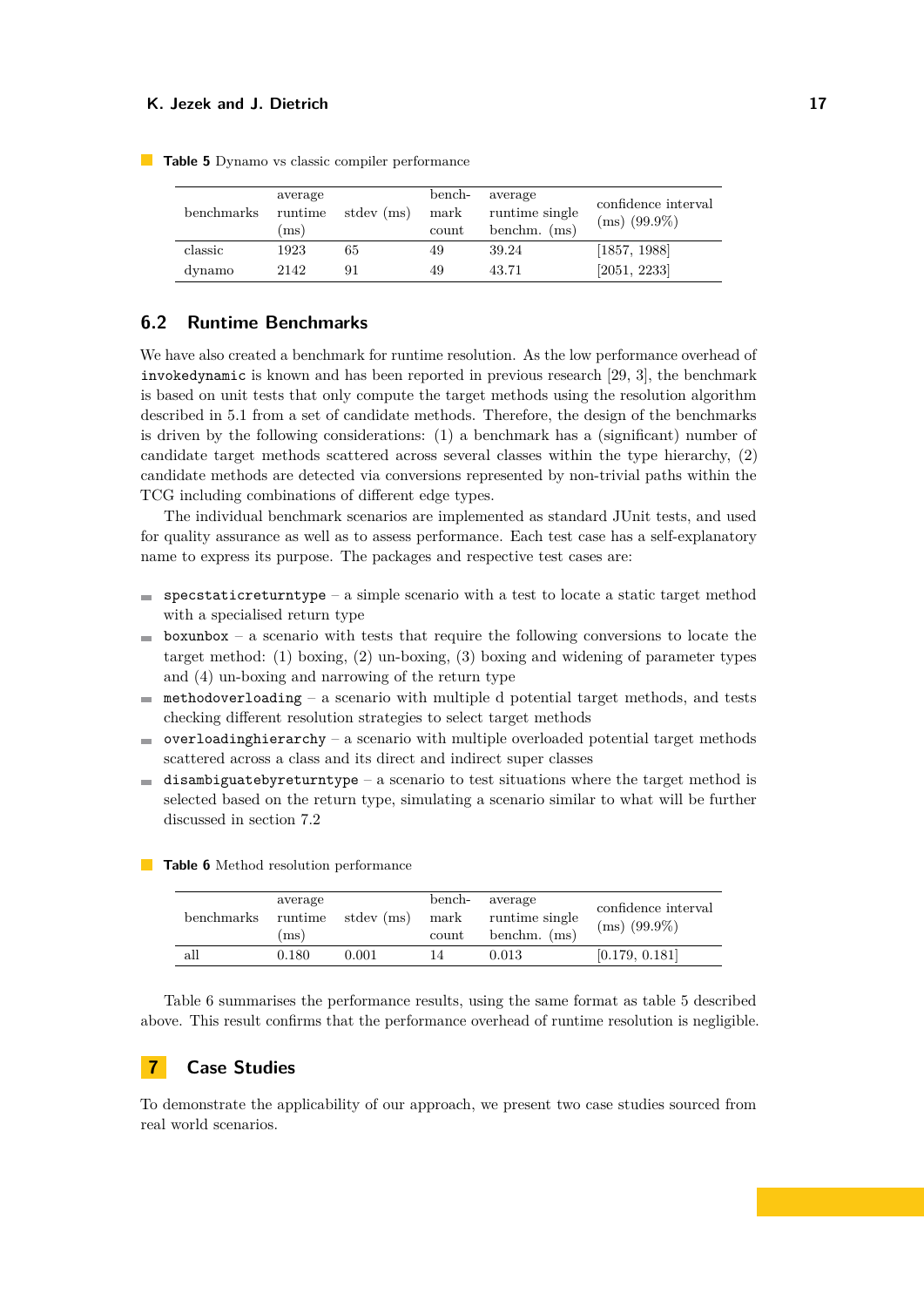**Table 5** Dynamo vs classic compiler performance

| benchmarks | average runtime (ms) | stdev (ms) | bench-mark count | average runtime single benchm. (ms) | confidence interval (ms) (99.9%) |
|---|---|---|---|---|---|
| classic | 1923 | 65 | 49 | 39.24 | [1857, 1988] |
| dynamo | 2142 | 91 | 49 | 43.71 | [2051, 2233] |

## 6.2 Runtime Benchmarks

We have also created a benchmark for runtime resolution. As the low performance overhead of `invokedynamic` is known and has been reported in previous research [29, 3], the benchmark is based on unit tests that only compute the target methods using the resolution algorithm described in 5.1 from a set of candidate methods. Therefore, the design of the benchmarks is driven by the following considerations: (1) a benchmark has a (significant) number of candidate target methods scattered across several classes within the type hierarchy, (2) candidate methods are detected via conversions represented by non-trivial paths within the TCG including combinations of different edge types.

The individual benchmark scenarios are implemented as standard JUnit tests, and used for quality assurance as well as to assess performance. Each test case has a self-explanatory name to express its purpose. The packages and respective test cases are:

- `specstaticreturntype` – a simple scenario with a test to locate a static target method with a specialised return type
- `boxunbox` – a scenario with tests that require the following conversions to locate the target method: (1) boxing, (2) un-boxing, (3) boxing and widening of parameter types and (4) un-boxing and narrowing of the return type
- `methodoverloading` – a scenario with multiple d potential target methods, and tests checking different resolution strategies to select target methods
- `overloadinghierarchy` – a scenario with multiple overloaded potential target methods scattered across a class and its direct and indirect super classes
- `disambiguatebyreturntype` – a scenario to test situations where the target method is selected based on the return type, simulating a scenario similar to what will be further discussed in section 7.2

**Table 6** Method resolution performance

| benchmarks | average runtime (ms) | stdev (ms) | bench-mark count | average runtime single benchm. (ms) | confidence interval (ms) (99.9%) |
|---|---|---|---|---|---|
| all | 0.180 | 0.001 | 14 | 0.013 | [0.179, 0.181] |

Table 6 summarises the performance results, using the same format as table 5 described above. This result confirms that the performance overhead of runtime resolution is negligible.

# 7 Case Studies

To demonstrate the applicability of our approach, we present two case studies sourced from real world scenarios.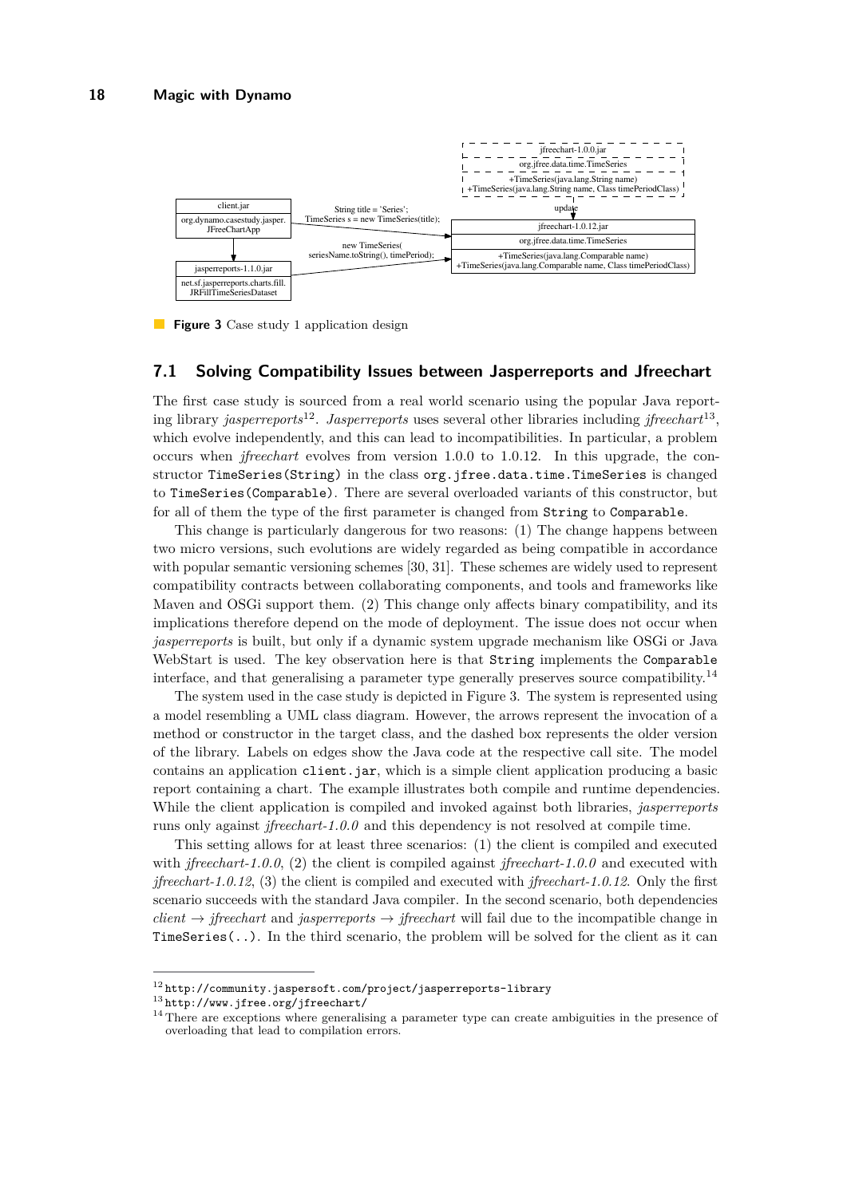**Figure 3** Case study 1 application design

## 7.1 Solving Compatibility Issues between Jasperreports and Jfreechart

The first case study is sourced from a real world scenario using the popular Java reporting library *jasperreports*[12]. *Jasperreports* uses several other libraries including *jfreechart*[13], which evolve independently, and this can lead to incompatibilities. In particular, a problem occurs when *jfreechart* evolves from version 1.0.0 to 1.0.12. In this upgrade, the constructor `TimeSeries(String)` in the class `org.jfree.data.time.TimeSeries` is changed to `TimeSeries(Comparable)`. There are several overloaded variants of this constructor, but for all of them the type of the first parameter is changed from `String` to `Comparable`.

This change is particularly dangerous for two reasons: (1) The change happens between two micro versions, such evolutions are widely regarded as being compatible in accordance with popular semantic versioning schemes [30, 31]. These schemes are widely used to represent compatibility contracts between collaborating components, and tools and frameworks like Maven and OSGi support them. (2) This change only affects binary compatibility, and its implications therefore depend on the mode of deployment. The issue does not occur when *jasperreports* is built, but only if a dynamic system upgrade mechanism like OSGi or Java WebStart is used. The key observation here is that `String` implements the `Comparable` interface, and that generalising a parameter type generally preserves source compatibility.[14]

The system used in the case study is depicted in Figure 3. The system is represented using a model resembling a UML class diagram. However, the arrows represent the invocation of a method or constructor in the target class, and the dashed box represents the older version of the library. Labels on edges show the Java code at the respective call site. The model contains an application `client.jar`, which is a simple client application producing a basic report containing a chart. The example illustrates both compile and runtime dependencies. While the client application is compiled and invoked against both libraries, *jasperreports* runs only against *jfreechart-1.0.0* and this dependency is not resolved at compile time.

This setting allows for at least three scenarios: (1) the client is compiled and executed with *jfreechart-1.0.0*, (2) the client is compiled against *jfreechart-1.0.0* and executed with *jfreechart-1.0.12*, (3) the client is compiled and executed with *jfreechart-1.0.12*. Only the first scenario succeeds with the standard Java compiler. In the second scenario, both dependencies *client* → *jfreechart* and *jasperreports* → *jfreechart* will fail due to the incompatible change in `TimeSeries(..)`. In the third scenario, the problem will be solved for the client as it can

---

[12] http://community.jaspersoft.com/project/jasperreports-library

[13] http://www.jfree.org/jfreechart/

[14] There are exceptions where generalising a parameter type can create ambiguities in the presence of overloading that lead to compilation errors.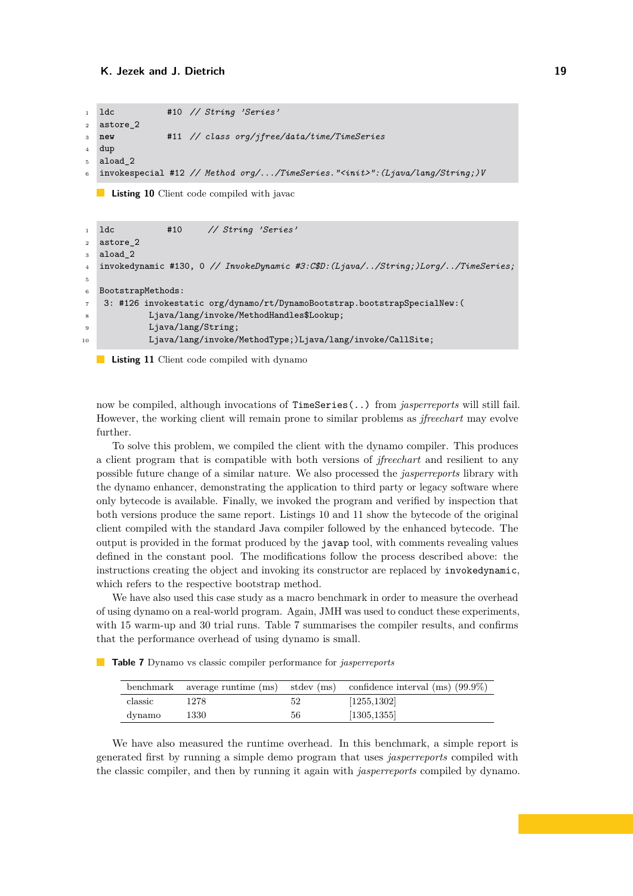```
ldc           #10  // String 'Series'
astore_2
new           #11  // class org/jfree/data/time/TimeSeries
dup
aload_2
invokespecial #12 // Method org/.../TimeSeries."<init>":(Ljava/lang/String;)V
```

**Listing 10** Client code compiled with javac

```
ldc           #10     // String 'Series'
astore_2
aload_2
invokedynamic #130, 0 // InvokeDynamic #3:C$D:(Ljava/../String;)Lorg/../TimeSeries;

BootstrapMethods:
 3: #126 invokestatic org/dynamo/rt/DynamoBootstrap.bootstrapSpecialNew:(
          Ljava/lang/invoke/MethodHandles$Lookup;
          Ljava/lang/String;
          Ljava/lang/invoke/MethodType;)Ljava/lang/invoke/CallSite;
```

**Listing 11** Client code compiled with dynamo

now be compiled, although invocations of `TimeSeries(..)` from *jasperreports* will still fail. However, the working client will remain prone to similar problems as *jfreechart* may evolve further.

To solve this problem, we compiled the client with the dynamo compiler. This produces a client program that is compatible with both versions of *jfreechart* and resilient to any possible future change of a similar nature. We also processed the *jasperreports* library with the dynamo enhancer, demonstrating the application to third party or legacy software where only bytecode is available. Finally, we invoked the program and verified by inspection that both versions produce the same report. Listings 10 and 11 show the bytecode of the original client compiled with the standard Java compiler followed by the enhanced bytecode. The output is provided in the format produced by the `javap` tool, with comments revealing values defined in the constant pool. The modifications follow the process described above: the instructions creating the object and invoking its constructor are replaced by `invokedynamic`, which refers to the respective bootstrap method.

We have also used this case study as a macro benchmark in order to measure the overhead of using dynamo on a real-world program. Again, JMH was used to conduct these experiments, with 15 warm-up and 30 trial runs. Table 7 summarises the compiler results, and confirms that the performance overhead of using dynamo is small.

**Table 7** Dynamo vs classic compiler performance for *jasperreports*

| benchmark | average runtime (ms) | stdev (ms) | confidence interval (ms) (99.9%) |
|---|---|---|---|
| classic | 1278 | 52 | [1255,1302] |
| dynamo | 1330 | 56 | [1305,1355] |

We have also measured the runtime overhead. In this benchmark, a simple report is generated first by running a simple demo program that uses *jasperreports* compiled with the classic compiler, and then by running it again with *jasperreports* compiled by dynamo.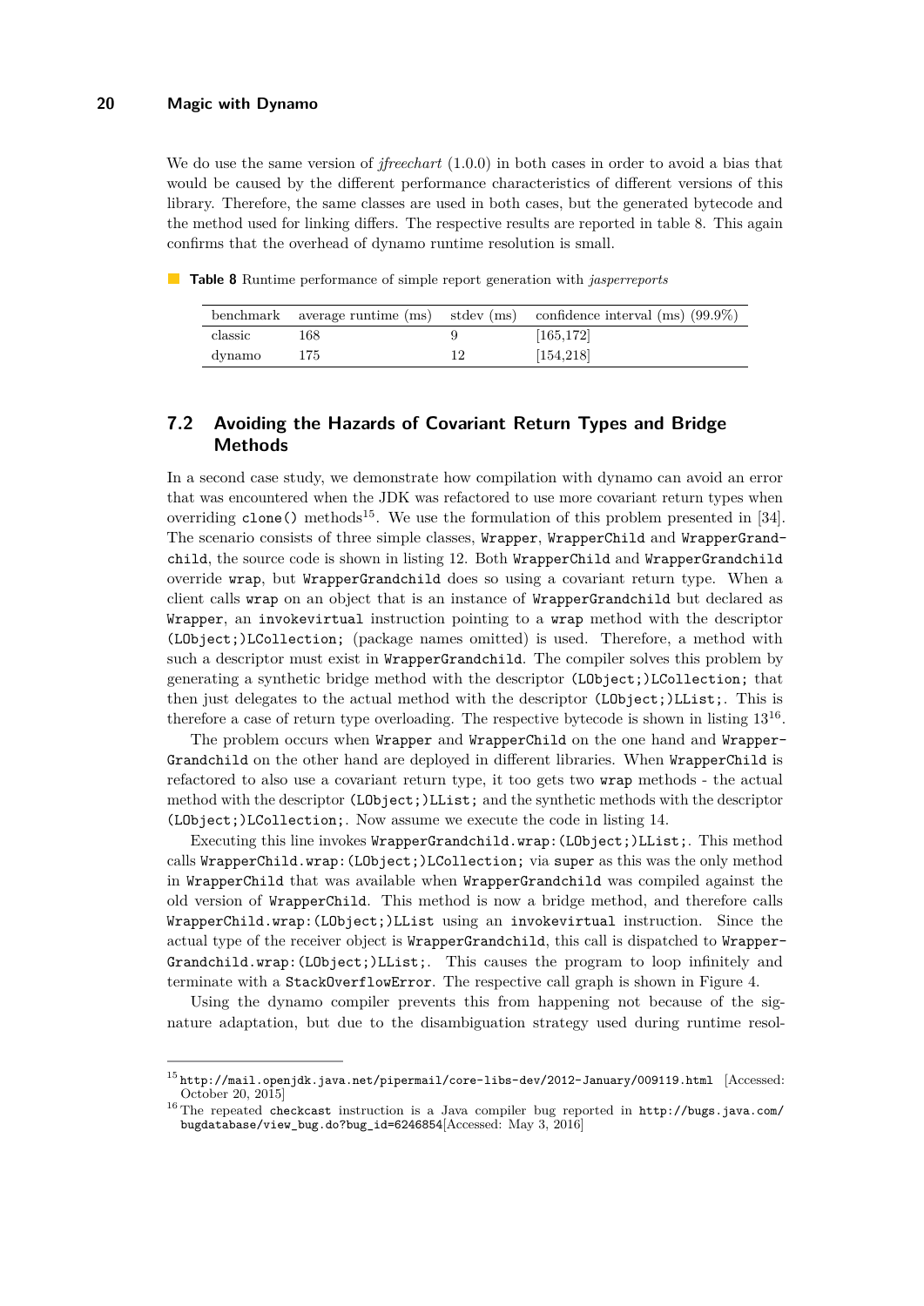We do use the same version of *jfreechart* (1.0.0) in both cases in order to avoid a bias that would be caused by the different performance characteristics of different versions of this library. Therefore, the same classes are used in both cases, but the generated bytecode and the method used for linking differs. The respective results are reported in table 8. This again confirms that the overhead of dynamo runtime resolution is small.

**Table 8** Runtime performance of simple report generation with *jasperreports*

| benchmark | average runtime (ms) | stdev (ms) | confidence interval (ms) (99.9%) |
|---|---|---|---|
| classic | 168 | 9 | [165,172] |
| dynamo | 175 | 12 | [154,218] |

## 7.2 Avoiding the Hazards of Covariant Return Types and Bridge Methods

In a second case study, we demonstrate how compilation with dynamo can avoid an error that was encountered when the JDK was refactored to use more covariant return types when overriding `clone()` methods[15]. We use the formulation of this problem presented in [34]. The scenario consists of three simple classes, `Wrapper`, `WrapperChild` and `WrapperGrandchild`, the source code is shown in listing 12. Both `WrapperChild` and `WrapperGrandchild` override `wrap`, but `WrapperGrandchild` does so using a covariant return type. When a client calls `wrap` on an object that is an instance of `WrapperGrandchild` but declared as `Wrapper`, an `invokevirtual` instruction pointing to a `wrap` method with the descriptor `(LObject;)LCollection;` (package names omitted) is used. Therefore, a method with such a descriptor must exist in `WrapperGrandchild`. The compiler solves this problem by generating a synthetic bridge method with the descriptor `(LObject;)LCollection;` that then just delegates to the actual method with the descriptor `(LObject;)LList;`. This is therefore a case of return type overloading. The respective bytecode is shown in listing 13[16].

The problem occurs when `Wrapper` and `WrapperChild` on the one hand and `WrapperGrandchild` on the other hand are deployed in different libraries. When `WrapperChild` is refactored to also use a covariant return type, it too gets two `wrap` methods - the actual method with the descriptor `(LObject;)LList;` and the synthetic methods with the descriptor `(LObject;)LCollection;`. Now assume we execute the code in listing 14.

Executing this line invokes `WrapperGrandchild.wrap:(LObject;)LList;`. This method calls `WrapperChild.wrap:(LObject;)LCollection;` via `super` as this was the only method in `WrapperChild` that was available when `WrapperGrandchild` was compiled against the old version of `WrapperChild`. This method is now a bridge method, and therefore calls `WrapperChild.wrap:(LObject;)LList` using an `invokevirtual` instruction. Since the actual type of the receiver object is `WrapperGrandchild`, this call is dispatched to `WrapperGrandchild.wrap:(LObject;)LList;`. This causes the program to loop infinitely and terminate with a `StackOverflowError`. The respective call graph is shown in Figure 4.

Using the dynamo compiler prevents this from happening not because of the signature adaptation, but due to the disambiguation strategy used during runtime resol-

---

[15] `http://mail.openjdk.java.net/pipermail/core-libs-dev/2012-January/009119.html` [Accessed: October 20, 2015]

[16] The repeated `checkcast` instruction is a Java compiler bug reported in `http://bugs.java.com/bugdatabase/view_bug.do?bug_id=6246854`[Accessed: May 3, 2016]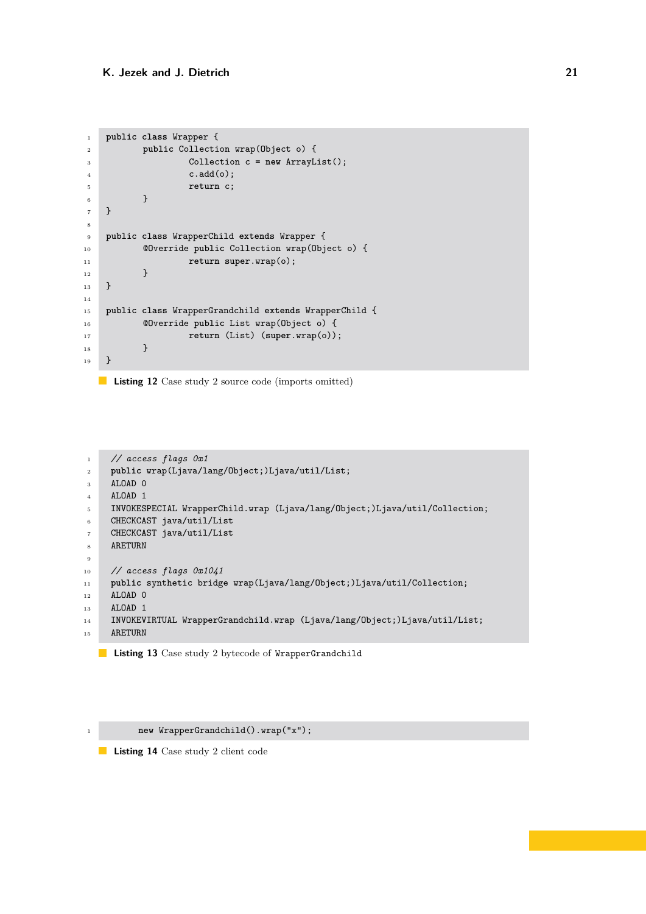```java
public class Wrapper {
	public Collection wrap(Object o) {
		Collection c = new ArrayList();
		c.add(o);
		return c;
	}
}

public class WrapperChild extends Wrapper {
	@Override public Collection wrap(Object o) {
		return super.wrap(o);
	}
}

public class WrapperGrandchild extends WrapperChild {
	@Override public List wrap(Object o) {
		return (List) (super.wrap(o));
	}
}
```

**Listing 12** Case study 2 source code (imports omitted)

```
// access flags 0x1
public wrap(Ljava/lang/Object;)Ljava/util/List;
ALOAD 0
ALOAD 1
INVOKESPECIAL WrapperChild.wrap (Ljava/lang/Object;)Ljava/util/Collection;
CHECKCAST java/util/List
CHECKCAST java/util/List
ARETURN

// access flags 0x1041
public synthetic bridge wrap(Ljava/lang/Object;)Ljava/util/Collection;
ALOAD 0
ALOAD 1
INVOKEVIRTUAL WrapperGrandchild.wrap (Ljava/lang/Object;)Ljava/util/List;
ARETURN
```

**Listing 13** Case study 2 bytecode of `WrapperGrandchild`

```java
	new WrapperGrandchild().wrap("x");
```

**Listing 14** Case study 2 client code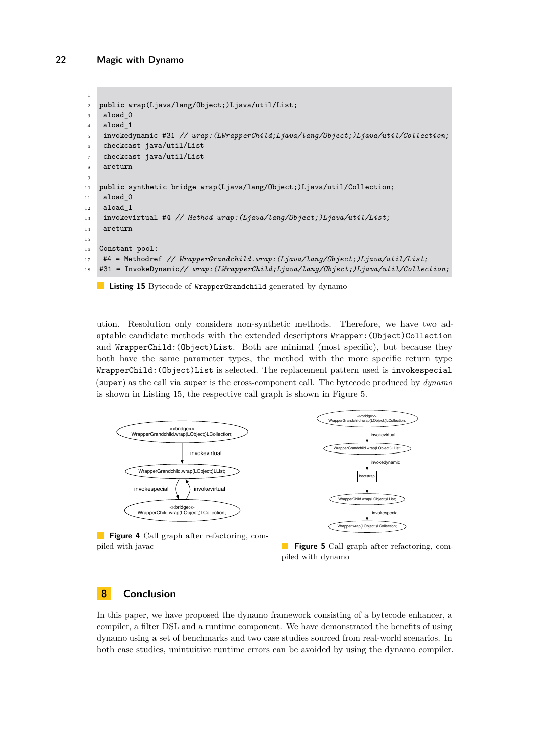```
public wrap(Ljava/lang/Object;)Ljava/util/List;
 aload_0
 aload_1
 invokedynamic #31 // wrap:(LWrapperChild;Ljava/lang/Object;)Ljava/util/Collection;
 checkcast java/util/List
 checkcast java/util/List
 areturn

public synthetic bridge wrap(Ljava/lang/Object;)Ljava/util/Collection;
 aload_0
 aload_1
 invokevirtual #4 // Method wrap:(Ljava/lang/Object;)Ljava/util/List;
 areturn

Constant pool:
 #4 = Methodref // WrapperGrandchild.wrap:(Ljava/lang/Object;)Ljava/util/List;
#31 = InvokeDynamic// wrap:(LWrapperChild;Ljava/lang/Object;)Ljava/util/Collection;
```

**Listing 15** Bytecode of `WrapperGrandchild` generated by dynamo

ution. Resolution only considers non-synthetic methods. Therefore, we have two adaptable candidate methods with the extended descriptors `Wrapper:(Object)Collection` and `WrapperChild:(Object)List`. Both are minimal (most specific), but because they both have the same parameter types, the method with the more specific return type `WrapperChild:(Object)List` is selected. The replacement pattern used is `invokespecial` (`super`) as the call via `super` is the cross-component call. The bytecode produced by *dynamo* is shown in Listing 15, the respective call graph is shown in Figure 5.

**Figure 4** Call graph after refactoring, compiled with javac

**Figure 5** Call graph after refactoring, compiled with dynamo

## 8 Conclusion

In this paper, we have proposed the dynamo framework consisting of a bytecode enhancer, a compiler, a filter DSL and a runtime component. We have demonstrated the benefits of using dynamo using a set of benchmarks and two case studies sourced from real-world scenarios. In both case studies, unintuitive runtime errors can be avoided by using the dynamo compiler.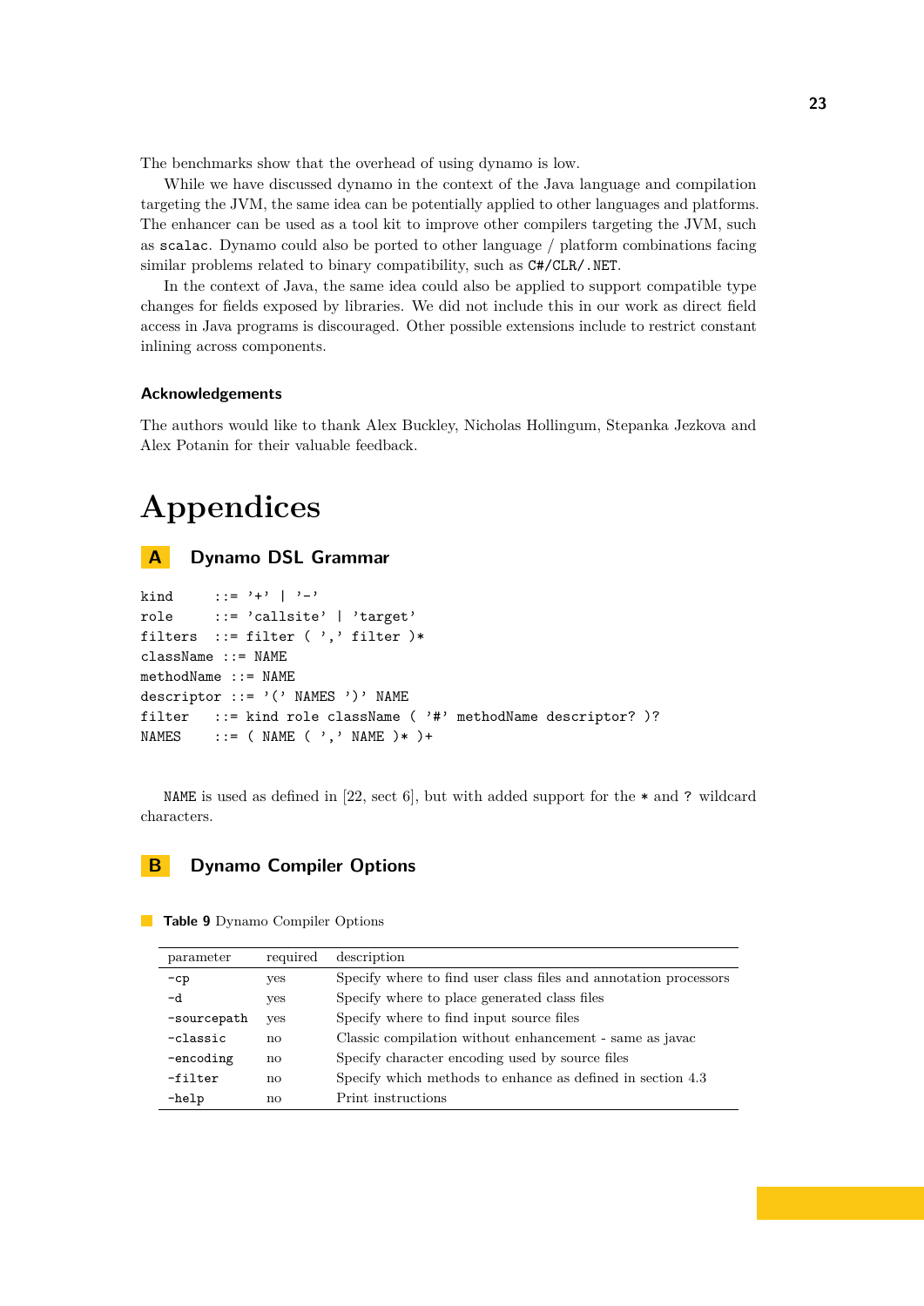The benchmarks show that the overhead of using dynamo is low.

While we have discussed dynamo in the context of the Java language and compilation targeting the JVM, the same idea can be potentially applied to other languages and platforms. The enhancer can be used as a tool kit to improve other compilers targeting the JVM, such as `scalac`. Dynamo could also be ported to other language / platform combinations facing similar problems related to binary compatibility, such as `C#/CLR/.NET`.

In the context of Java, the same idea could also be applied to support compatible type changes for fields exposed by libraries. We did not include this in our work as direct field access in Java programs is discouraged. Other possible extensions include to restrict constant inlining across components.

### Acknowledgements

The authors would like to thank Alex Buckley, Nicholas Hollingum, Stepanka Jezkova and Alex Potanin for their valuable feedback.

# Appendices

## A Dynamo DSL Grammar

```
kind       ::= '+' | '-'
role       ::= 'callsite' | 'target'
filters    ::= filter ( ',' filter )*
className  ::= NAME
methodName ::= NAME
descriptor ::= '(' NAMES ')' NAME
filter     ::= kind role className ( '#' methodName descriptor? )?
NAMES      ::= ( NAME ( ',' NAME )* )+
```

`NAME` is used as defined in [22, sect 6], but with added support for the `*` and `?` wildcard characters.

## B Dynamo Compiler Options

**Table 9** Dynamo Compiler Options

| parameter | required | description |
|---|---|---|
| `-cp` | yes | Specify where to find user class files and annotation processors |
| `-d` | yes | Specify where to place generated class files |
| `-sourcepath` | yes | Specify where to find input source files |
| `-classic` | no | Classic compilation without enhancement - same as javac |
| `-encoding` | no | Specify character encoding used by source files |
| `-filter` | no | Specify which methods to enhance as defined in section 4.3 |
| `-help` | no | Print instructions |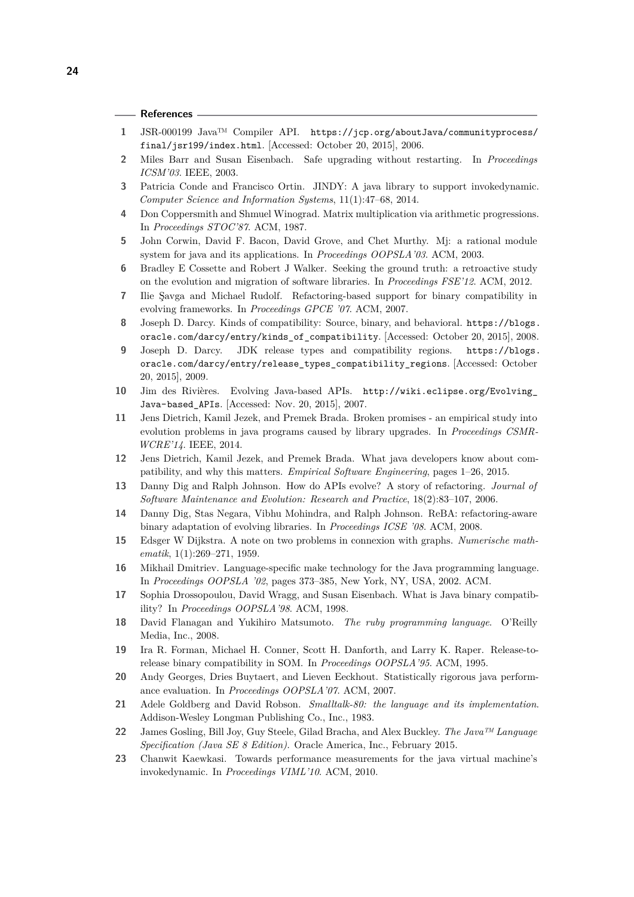## References

1. JSR-000199 Java™ Compiler API. https://jcp.org/aboutJava/communityprocess/final/jsr199/index.html. [Accessed: October 20, 2015], 2006.
2. Miles Barr and Susan Eisenbach. Safe upgrading without restarting. In *Proceedings ICSM'03*. IEEE, 2003.
3. Patricia Conde and Francisco Ortin. JINDY: A java library to support invokedynamic. *Computer Science and Information Systems*, 11(1):47–68, 2014.
4. Don Coppersmith and Shmuel Winograd. Matrix multiplication via arithmetic progressions. In *Proceedings STOC'87*. ACM, 1987.
5. John Corwin, David F. Bacon, David Grove, and Chet Murthy. Mj: a rational module system for java and its applications. In *Proceedings OOPSLA'03*. ACM, 2003.
6. Bradley E Cossette and Robert J Walker. Seeking the ground truth: a retroactive study on the evolution and migration of software libraries. In *Proceedings FSE'12*. ACM, 2012.
7. Ilie Şavga and Michael Rudolf. Refactoring-based support for binary compatibility in evolving frameworks. In *Proceedings GPCE '07*. ACM, 2007.
8. Joseph D. Darcy. Kinds of compatibility: Source, binary, and behavioral. https://blogs.oracle.com/darcy/entry/kinds_of_compatibility. [Accessed: October 20, 2015], 2008.
9. Joseph D. Darcy. JDK release types and compatibility regions. https://blogs.oracle.com/darcy/entry/release_types_compatibility_regions. [Accessed: October 20, 2015], 2009.
10. Jim des Rivières. Evolving Java-based APIs. http://wiki.eclipse.org/Evolving_Java-based_APIs. [Accessed: Nov. 20, 2015], 2007.
11. Jens Dietrich, Kamil Jezek, and Premek Brada. Broken promises - an empirical study into evolution problems in java programs caused by library upgrades. In *Proceedings CSMR-WCRE'14*. IEEE, 2014.
12. Jens Dietrich, Kamil Jezek, and Premek Brada. What java developers know about compatibility, and why this matters. *Empirical Software Engineering*, pages 1–26, 2015.
13. Danny Dig and Ralph Johnson. How do APIs evolve? A story of refactoring. *Journal of Software Maintenance and Evolution: Research and Practice*, 18(2):83–107, 2006.
14. Danny Dig, Stas Negara, Vibhu Mohindra, and Ralph Johnson. ReBA: refactoring-aware binary adaptation of evolving libraries. In *Proceedings ICSE '08*. ACM, 2008.
15. Edsger W Dijkstra. A note on two problems in connexion with graphs. *Numerische mathematik*, 1(1):269–271, 1959.
16. Mikhail Dmitriev. Language-specific make technology for the Java programming language. In *Proceedings OOPSLA '02*, pages 373–385, New York, NY, USA, 2002. ACM.
17. Sophia Drossopoulou, David Wragg, and Susan Eisenbach. What is Java binary compatibility? In *Proceedings OOPSLA'98*. ACM, 1998.
18. David Flanagan and Yukihiro Matsumoto. *The ruby programming language.* O'Reilly Media, Inc., 2008.
19. Ira R. Forman, Michael H. Conner, Scott H. Danforth, and Larry K. Raper. Release-to-release binary compatibility in SOM. In *Proceedings OOPSLA'95*. ACM, 1995.
20. Andy Georges, Dries Buytaert, and Lieven Eeckhout. Statistically rigorous java performance evaluation. In *Proceedings OOPSLA'07*. ACM, 2007.
21. Adele Goldberg and David Robson. *Smalltalk-80: the language and its implementation*. Addison-Wesley Longman Publishing Co., Inc., 1983.
22. James Gosling, Bill Joy, Guy Steele, Gilad Bracha, and Alex Buckley. *The Java™ Language Specification (Java SE 8 Edition).* Oracle America, Inc., February 2015.
23. Chanwit Kaewkasi. Towards performance measurements for the java virtual machine's invokedynamic. In *Proceedings VIML'10*. ACM, 2010.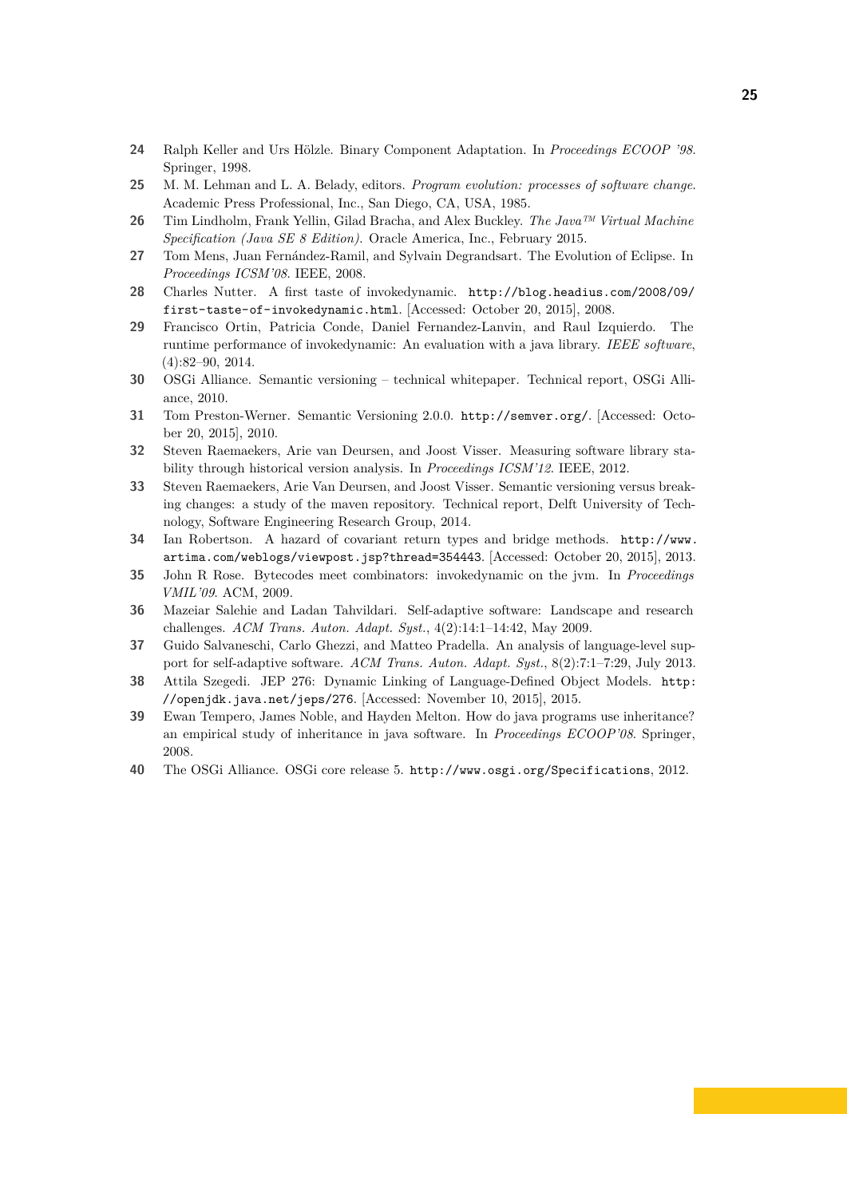24 Ralph Keller and Urs Hölzle. Binary Component Adaptation. In *Proceedings ECOOP '98*. Springer, 1998.

25 M. M. Lehman and L. A. Belady, editors. *Program evolution: processes of software change*. Academic Press Professional, Inc., San Diego, CA, USA, 1985.

26 Tim Lindholm, Frank Yellin, Gilad Bracha, and Alex Buckley. *The Java™ Virtual Machine Specification (Java SE 8 Edition)*. Oracle America, Inc., February 2015.

27 Tom Mens, Juan Fernández-Ramil, and Sylvain Degrandsart. The Evolution of Eclipse. In *Proceedings ICSM'08*. IEEE, 2008.

28 Charles Nutter. A first taste of invokedynamic. `http://blog.headius.com/2008/09/first-taste-of-invokedynamic.html`. [Accessed: October 20, 2015], 2008.

29 Francisco Ortin, Patricia Conde, Daniel Fernandez-Lanvin, and Raul Izquierdo. The runtime performance of invokedynamic: An evaluation with a java library. *IEEE software*, (4):82–90, 2014.

30 OSGi Alliance. Semantic versioning – technical whitepaper. Technical report, OSGi Alliance, 2010.

31 Tom Preston-Werner. Semantic Versioning 2.0.0. `http://semver.org/`. [Accessed: October 20, 2015], 2010.

32 Steven Raemaekers, Arie van Deursen, and Joost Visser. Measuring software library stability through historical version analysis. In *Proceedings ICSM'12*. IEEE, 2012.

33 Steven Raemaekers, Arie Van Deursen, and Joost Visser. Semantic versioning versus breaking changes: a study of the maven repository. Technical report, Delft University of Technology, Software Engineering Research Group, 2014.

34 Ian Robertson. A hazard of covariant return types and bridge methods. `http://www.artima.com/weblogs/viewpost.jsp?thread=354443`. [Accessed: October 20, 2015], 2013.

35 John R Rose. Bytecodes meet combinators: invokedynamic on the jvm. In *Proceedings VMIL'09*. ACM, 2009.

36 Mazeiar Salehie and Ladan Tahvildari. Self-adaptive software: Landscape and research challenges. *ACM Trans. Auton. Adapt. Syst.*, 4(2):14:1–14:42, May 2009.

37 Guido Salvaneschi, Carlo Ghezzi, and Matteo Pradella. An analysis of language-level support for self-adaptive software. *ACM Trans. Auton. Adapt. Syst.*, 8(2):7:1–7:29, July 2013.

38 Attila Szegedi. JEP 276: Dynamic Linking of Language-Defined Object Models. `http://openjdk.java.net/jeps/276`. [Accessed: November 10, 2015], 2015.

39 Ewan Tempero, James Noble, and Hayden Melton. How do java programs use inheritance? an empirical study of inheritance in java software. In *Proceedings ECOOP'08*. Springer, 2008.

40 The OSGi Alliance. OSGi core release 5. `http://www.osgi.org/Specifications`, 2012.